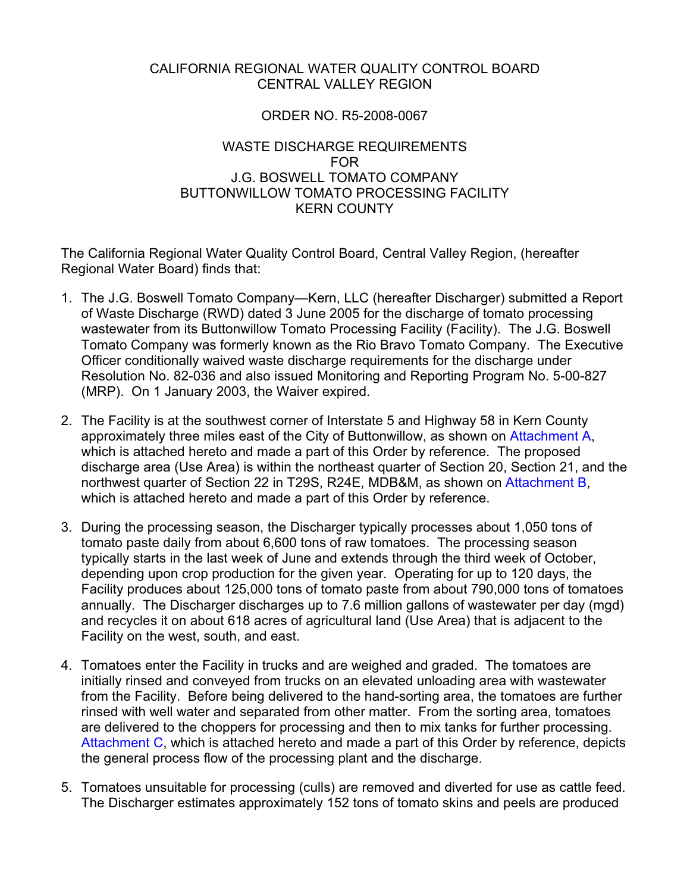CALIFORNIA REGIONAL WATER QUALITY CONTROL BOARD
CENTRAL VALLEY REGION

ORDER NO. R5-2008-0067

WASTE DISCHARGE REQUIREMENTS
FOR
J.G. BOSWELL TOMATO COMPANY
BUTTONWILLOW TOMATO PROCESSING FACILITY
KERN COUNTY

The California Regional Water Quality Control Board, Central Valley Region, (hereafter Regional Water Board) finds that:

1. The J.G. Boswell Tomato Company—Kern, LLC (hereafter Discharger) submitted a Report of Waste Discharge (RWD) dated 3 June 2005 for the discharge of tomato processing wastewater from its Buttonwillow Tomato Processing Facility (Facility). The J.G. Boswell Tomato Company was formerly known as the Rio Bravo Tomato Company. The Executive Officer conditionally waived waste discharge requirements for the discharge under Resolution No. 82-036 and also issued Monitoring and Reporting Program No. 5-00-827 (MRP). On 1 January 2003, the Waiver expired.

2. The Facility is at the southwest corner of Interstate 5 and Highway 58 in Kern County approximately three miles east of the City of Buttonwillow, as shown on Attachment A, which is attached hereto and made a part of this Order by reference. The proposed discharge area (Use Area) is within the northeast quarter of Section 20, Section 21, and the northwest quarter of Section 22 in T29S, R24E, MDB&M, as shown on Attachment B, which is attached hereto and made a part of this Order by reference.

3. During the processing season, the Discharger typically processes about 1,050 tons of tomato paste daily from about 6,600 tons of raw tomatoes. The processing season typically starts in the last week of June and extends through the third week of October, depending upon crop production for the given year. Operating for up to 120 days, the Facility produces about 125,000 tons of tomato paste from about 790,000 tons of tomatoes annually. The Discharger discharges up to 7.6 million gallons of wastewater per day (mgd) and recycles it on about 618 acres of agricultural land (Use Area) that is adjacent to the Facility on the west, south, and east.

4. Tomatoes enter the Facility in trucks and are weighed and graded. The tomatoes are initially rinsed and conveyed from trucks on an elevated unloading area with wastewater from the Facility. Before being delivered to the hand-sorting area, the tomatoes are further rinsed with well water and separated from other matter. From the sorting area, tomatoes are delivered to the choppers for processing and then to mix tanks for further processing. Attachment C, which is attached hereto and made a part of this Order by reference, depicts the general process flow of the processing plant and the discharge.

5. Tomatoes unsuitable for processing (culls) are removed and diverted for use as cattle feed. The Discharger estimates approximately 152 tons of tomato skins and peels are produced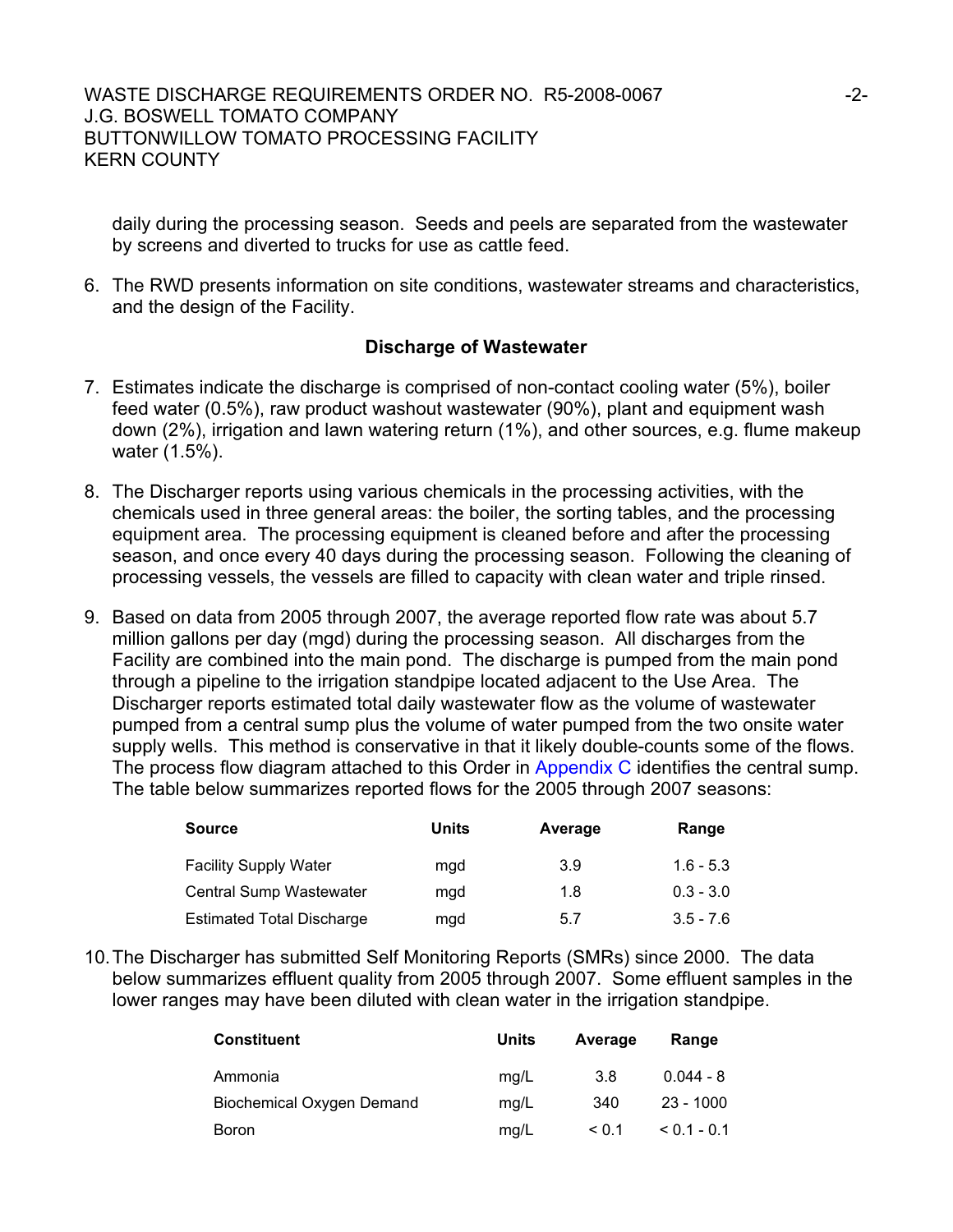daily during the processing season. Seeds and peels are separated from the wastewater by screens and diverted to trucks for use as cattle feed.

6. The RWD presents information on site conditions, wastewater streams and characteristics, and the design of the Facility.

### Discharge of Wastewater

7. Estimates indicate the discharge is comprised of non-contact cooling water (5%), boiler feed water (0.5%), raw product washout wastewater (90%), plant and equipment wash down (2%), irrigation and lawn watering return (1%), and other sources, e.g. flume makeup water (1.5%).

8. The Discharger reports using various chemicals in the processing activities, with the chemicals used in three general areas: the boiler, the sorting tables, and the processing equipment area. The processing equipment is cleaned before and after the processing season, and once every 40 days during the processing season. Following the cleaning of processing vessels, the vessels are filled to capacity with clean water and triple rinsed.

9. Based on data from 2005 through 2007, the average reported flow rate was about 5.7 million gallons per day (mgd) during the processing season. All discharges from the Facility are combined into the main pond. The discharge is pumped from the main pond through a pipeline to the irrigation standpipe located adjacent to the Use Area. The Discharger reports estimated total daily wastewater flow as the volume of wastewater pumped from a central sump plus the volume of water pumped from the two onsite water supply wells. This method is conservative in that it likely double-counts some of the flows. The process flow diagram attached to this Order in Appendix C identifies the central sump. The table below summarizes reported flows for the 2005 through 2007 seasons:

| Source | Units | Average | Range |
|---|---|---|---|
| Facility Supply Water | mgd | 3.9 | 1.6 - 5.3 |
| Central Sump Wastewater | mgd | 1.8 | 0.3 - 3.0 |
| Estimated Total Discharge | mgd | 5.7 | 3.5 - 7.6 |

10. The Discharger has submitted Self Monitoring Reports (SMRs) since 2000. The data below summarizes effluent quality from 2005 through 2007. Some effluent samples in the lower ranges may have been diluted with clean water in the irrigation standpipe.

| Constituent | Units | Average | Range |
|---|---|---|---|
| Ammonia | mg/L | 3.8 | 0.044 - 8 |
| Biochemical Oxygen Demand | mg/L | 340 | 23 - 1000 |
| Boron | mg/L | < 0.1 | < 0.1 - 0.1 |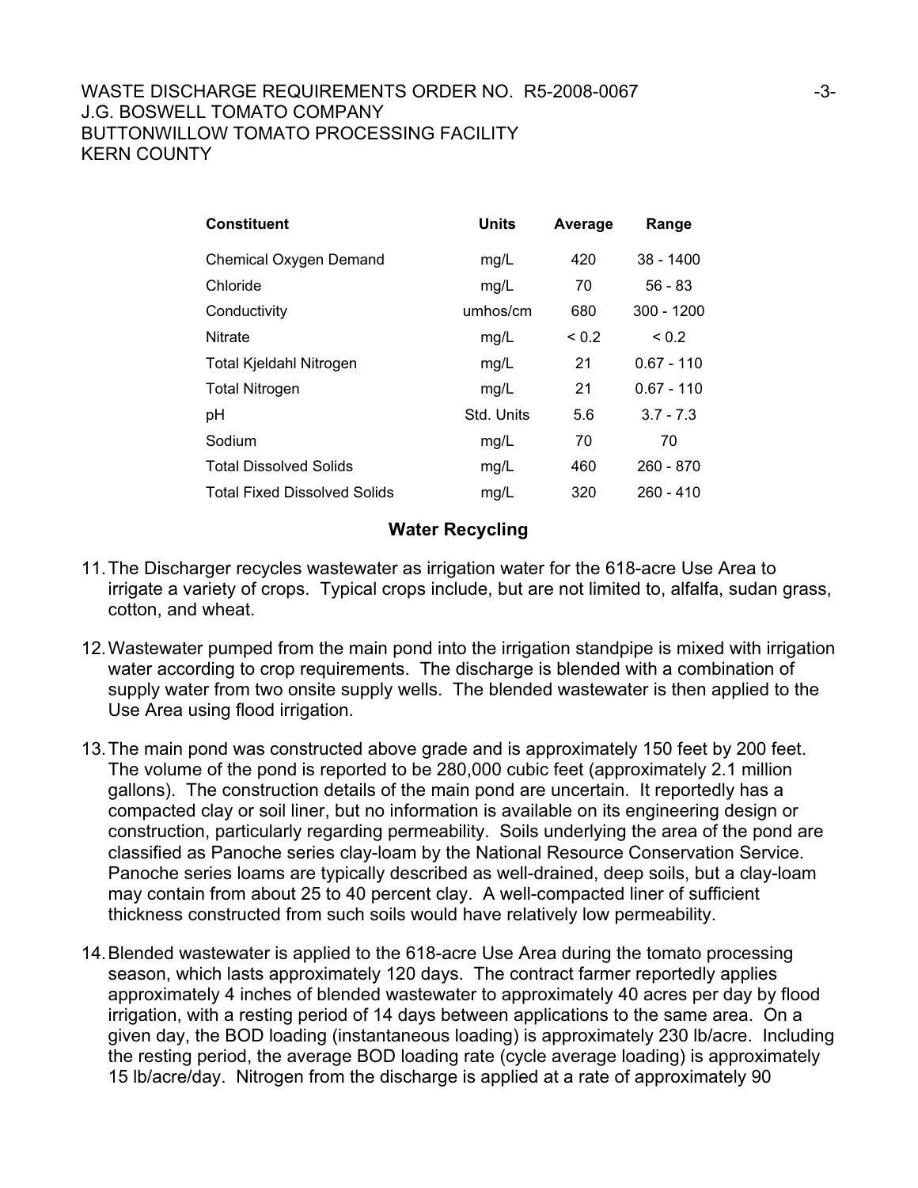| Constituent | Units | Average | Range |
|---|---|---|---|
| Chemical Oxygen Demand | mg/L | 420 | 38 - 1400 |
| Chloride | mg/L | 70 | 56 - 83 |
| Conductivity | umhos/cm | 680 | 300 - 1200 |
| Nitrate | mg/L | < 0.2 | < 0.2 |
| Total Kjeldahl Nitrogen | mg/L | 21 | 0.67 - 110 |
| Total Nitrogen | mg/L | 21 | 0.67 - 110 |
| pH | Std. Units | 5.6 | 3.7 - 7.3 |
| Sodium | mg/L | 70 | 70 |
| Total Dissolved Solids | mg/L | 460 | 260 - 870 |
| Total Fixed Dissolved Solids | mg/L | 320 | 260 - 410 |

## Water Recycling

11. The Discharger recycles wastewater as irrigation water for the 618-acre Use Area to irrigate a variety of crops. Typical crops include, but are not limited to, alfalfa, sudan grass, cotton, and wheat.

12. Wastewater pumped from the main pond into the irrigation standpipe is mixed with irrigation water according to crop requirements. The discharge is blended with a combination of supply water from two onsite supply wells. The blended wastewater is then applied to the Use Area using flood irrigation.

13. The main pond was constructed above grade and is approximately 150 feet by 200 feet. The volume of the pond is reported to be 280,000 cubic feet (approximately 2.1 million gallons). The construction details of the main pond are uncertain. It reportedly has a compacted clay or soil liner, but no information is available on its engineering design or construction, particularly regarding permeability. Soils underlying the area of the pond are classified as Panoche series clay-loam by the National Resource Conservation Service. Panoche series loams are typically described as well-drained, deep soils, but a clay-loam may contain from about 25 to 40 percent clay. A well-compacted liner of sufficient thickness constructed from such soils would have relatively low permeability.

14. Blended wastewater is applied to the 618-acre Use Area during the tomato processing season, which lasts approximately 120 days. The contract farmer reportedly applies approximately 4 inches of blended wastewater to approximately 40 acres per day by flood irrigation, with a resting period of 14 days between applications to the same area. On a given day, the BOD loading (instantaneous loading) is approximately 230 lb/acre. Including the resting period, the average BOD loading rate (cycle average loading) is approximately 15 lb/acre/day. Nitrogen from the discharge is applied at a rate of approximately 90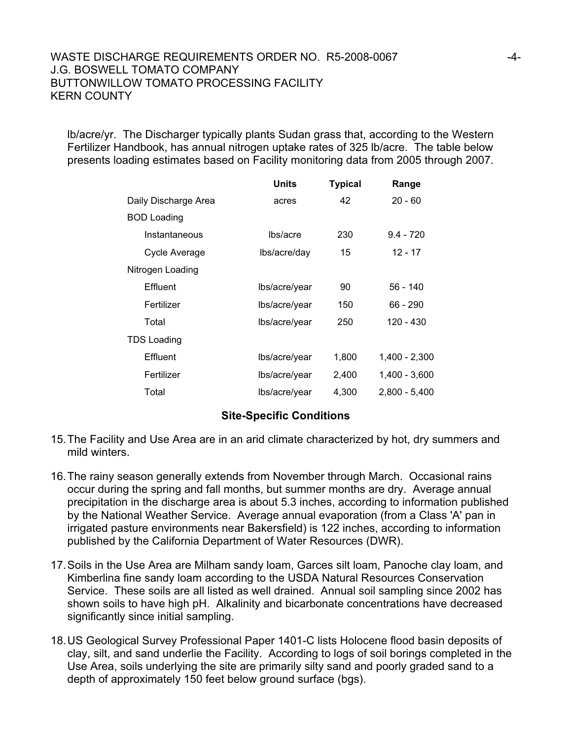lb/acre/yr. The Discharger typically plants Sudan grass that, according to the Western Fertilizer Handbook, has annual nitrogen uptake rates of 325 lb/acre. The table below presents loading estimates based on Facility monitoring data from 2005 through 2007.

| | Units | Typical | Range |
|---|---|---|---|
| Daily Discharge Area | acres | 42 | 20 - 60 |
| BOD Loading | | | |
| Instantaneous | lbs/acre | 230 | 9.4 - 720 |
| Cycle Average | lbs/acre/day | 15 | 12 - 17 |
| Nitrogen Loading | | | |
| Effluent | lbs/acre/year | 90 | 56 - 140 |
| Fertilizer | lbs/acre/year | 150 | 66 - 290 |
| Total | lbs/acre/year | 250 | 120 - 430 |
| TDS Loading | | | |
| Effluent | lbs/acre/year | 1,800 | 1,400 - 2,300 |
| Fertilizer | lbs/acre/year | 2,400 | 1,400 - 3,600 |
| Total | lbs/acre/year | 4,300 | 2,800 - 5,400 |

## Site-Specific Conditions

15. The Facility and Use Area are in an arid climate characterized by hot, dry summers and mild winters.

16. The rainy season generally extends from November through March. Occasional rains occur during the spring and fall months, but summer months are dry. Average annual precipitation in the discharge area is about 5.3 inches, according to information published by the National Weather Service. Average annual evaporation (from a Class 'A' pan in irrigated pasture environments near Bakersfield) is 122 inches, according to information published by the California Department of Water Resources (DWR).

17. Soils in the Use Area are Milham sandy loam, Garces silt loam, Panoche clay loam, and Kimberlina fine sandy loam according to the USDA Natural Resources Conservation Service. These soils are all listed as well drained. Annual soil sampling since 2002 has shown soils to have high pH. Alkalinity and bicarbonate concentrations have decreased significantly since initial sampling.

18. US Geological Survey Professional Paper 1401-C lists Holocene flood basin deposits of clay, silt, and sand underlie the Facility. According to logs of soil borings completed in the Use Area, soils underlying the site are primarily silty sand and poorly graded sand to a depth of approximately 150 feet below ground surface (bgs).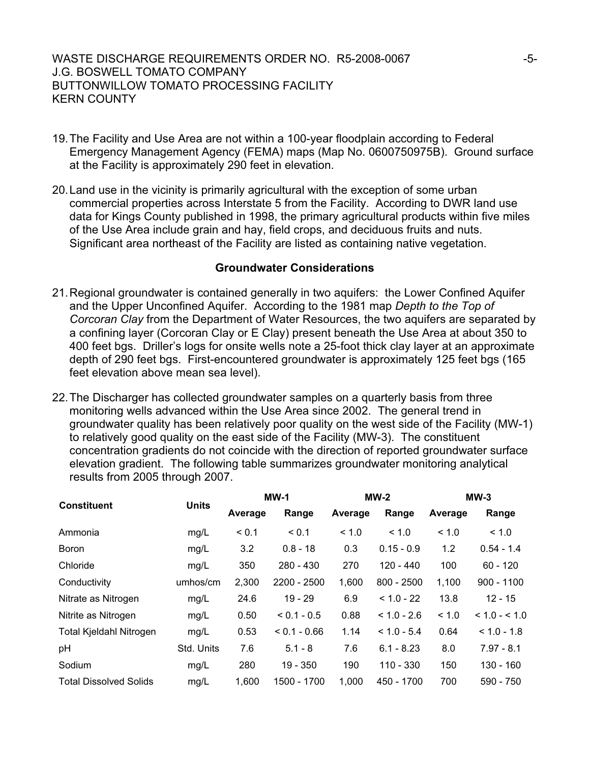19. The Facility and Use Area are not within a 100-year floodplain according to Federal Emergency Management Agency (FEMA) maps (Map No. 0600750975B). Ground surface at the Facility is approximately 290 feet in elevation.

20. Land use in the vicinity is primarily agricultural with the exception of some urban commercial properties across Interstate 5 from the Facility. According to DWR land use data for Kings County published in 1998, the primary agricultural products within five miles of the Use Area include grain and hay, field crops, and deciduous fruits and nuts. Significant area northeast of the Facility are listed as containing native vegetation.

### Groundwater Considerations

21. Regional groundwater is contained generally in two aquifers: the Lower Confined Aquifer and the Upper Unconfined Aquifer. According to the 1981 map *Depth to the Top of Corcoran Clay* from the Department of Water Resources, the two aquifers are separated by a confining layer (Corcoran Clay or E Clay) present beneath the Use Area at about 350 to 400 feet bgs. Driller's logs for onsite wells note a 25-foot thick clay layer at an approximate depth of 290 feet bgs. First-encountered groundwater is approximately 125 feet bgs (165 feet elevation above mean sea level).

22. The Discharger has collected groundwater samples on a quarterly basis from three monitoring wells advanced within the Use Area since 2002. The general trend in groundwater quality has been relatively poor quality on the west side of the Facility (MW-1) to relatively good quality on the east side of the Facility (MW-3). The constituent concentration gradients do not coincide with the direction of reported groundwater surface elevation gradient. The following table summarizes groundwater monitoring analytical results from 2005 through 2007.

| Constituent | Units | MW-1 | | MW-2 | | MW-3 | |
|---|---|---|---|---|---|---|---|
| | | Average | Range | Average | Range | Average | Range |
| Ammonia | mg/L | < 0.1 | < 0.1 | < 1.0 | < 1.0 | < 1.0 | < 1.0 |
| Boron | mg/L | 3.2 | 0.8 - 18 | 0.3 | 0.15 - 0.9 | 1.2 | 0.54 - 1.4 |
| Chloride | mg/L | 350 | 280 - 430 | 270 | 120 - 440 | 100 | 60 - 120 |
| Conductivity | umhos/cm | 2,300 | 2200 - 2500 | 1,600 | 800 - 2500 | 1,100 | 900 - 1100 |
| Nitrate as Nitrogen | mg/L | 24.6 | 19 - 29 | 6.9 | < 1.0 - 22 | 13.8 | 12 - 15 |
| Nitrite as Nitrogen | mg/L | 0.50 | < 0.1 - 0.5 | 0.88 | < 1.0 - 2.6 | < 1.0 | < 1.0 - < 1.0 |
| Total Kjeldahl Nitrogen | mg/L | 0.53 | < 0.1 - 0.66 | 1.14 | < 1.0 - 5.4 | 0.64 | < 1.0 - 1.8 |
| pH | Std. Units | 7.6 | 5.1 - 8 | 7.6 | 6.1 - 8.23 | 8.0 | 7.97 - 8.1 |
| Sodium | mg/L | 280 | 19 - 350 | 190 | 110 - 330 | 150 | 130 - 160 |
| Total Dissolved Solids | mg/L | 1,600 | 1500 - 1700 | 1,000 | 450 - 1700 | 700 | 590 - 750 |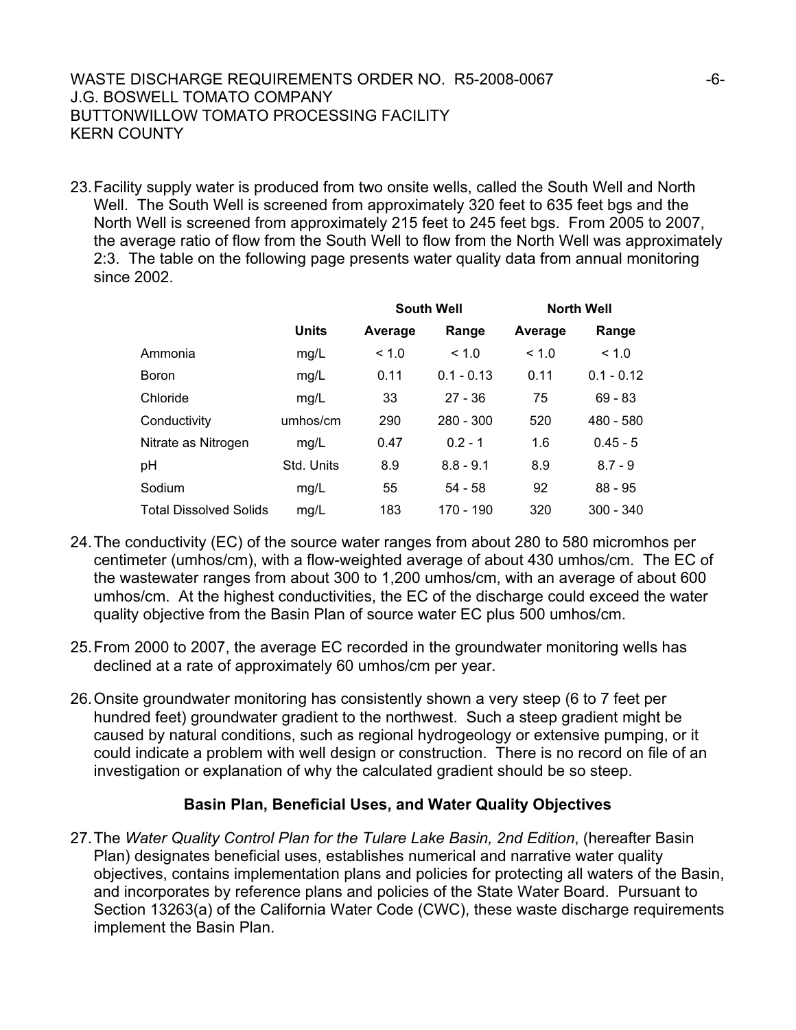23. Facility supply water is produced from two onsite wells, called the South Well and North Well. The South Well is screened from approximately 320 feet to 635 feet bgs and the North Well is screened from approximately 215 feet to 245 feet bgs. From 2005 to 2007, the average ratio of flow from the South Well to flow from the North Well was approximately 2:3. The table on the following page presents water quality data from annual monitoring since 2002.

| | | South Well | | North Well | |
|---|---|---|---|---|---|
| | Units | Average | Range | Average | Range |
| Ammonia | mg/L | < 1.0 | < 1.0 | < 1.0 | < 1.0 |
| Boron | mg/L | 0.11 | 0.1 - 0.13 | 0.11 | 0.1 - 0.12 |
| Chloride | mg/L | 33 | 27 - 36 | 75 | 69 - 83 |
| Conductivity | umhos/cm | 290 | 280 - 300 | 520 | 480 - 580 |
| Nitrate as Nitrogen | mg/L | 0.47 | 0.2 - 1 | 1.6 | 0.45 - 5 |
| pH | Std. Units | 8.9 | 8.8 - 9.1 | 8.9 | 8.7 - 9 |
| Sodium | mg/L | 55 | 54 - 58 | 92 | 88 - 95 |
| Total Dissolved Solids | mg/L | 183 | 170 - 190 | 320 | 300 - 340 |

24. The conductivity (EC) of the source water ranges from about 280 to 580 micromhos per centimeter (umhos/cm), with a flow-weighted average of about 430 umhos/cm. The EC of the wastewater ranges from about 300 to 1,200 umhos/cm, with an average of about 600 umhos/cm. At the highest conductivities, the EC of the discharge could exceed the water quality objective from the Basin Plan of source water EC plus 500 umhos/cm.

25. From 2000 to 2007, the average EC recorded in the groundwater monitoring wells has declined at a rate of approximately 60 umhos/cm per year.

26. Onsite groundwater monitoring has consistently shown a very steep (6 to 7 feet per hundred feet) groundwater gradient to the northwest. Such a steep gradient might be caused by natural conditions, such as regional hydrogeology or extensive pumping, or it could indicate a problem with well design or construction. There is no record on file of an investigation or explanation of why the calculated gradient should be so steep.

### Basin Plan, Beneficial Uses, and Water Quality Objectives

27. The *Water Quality Control Plan for the Tulare Lake Basin, 2nd Edition*, (hereafter Basin Plan) designates beneficial uses, establishes numerical and narrative water quality objectives, contains implementation plans and policies for protecting all waters of the Basin, and incorporates by reference plans and policies of the State Water Board. Pursuant to Section 13263(a) of the California Water Code (CWC), these waste discharge requirements implement the Basin Plan.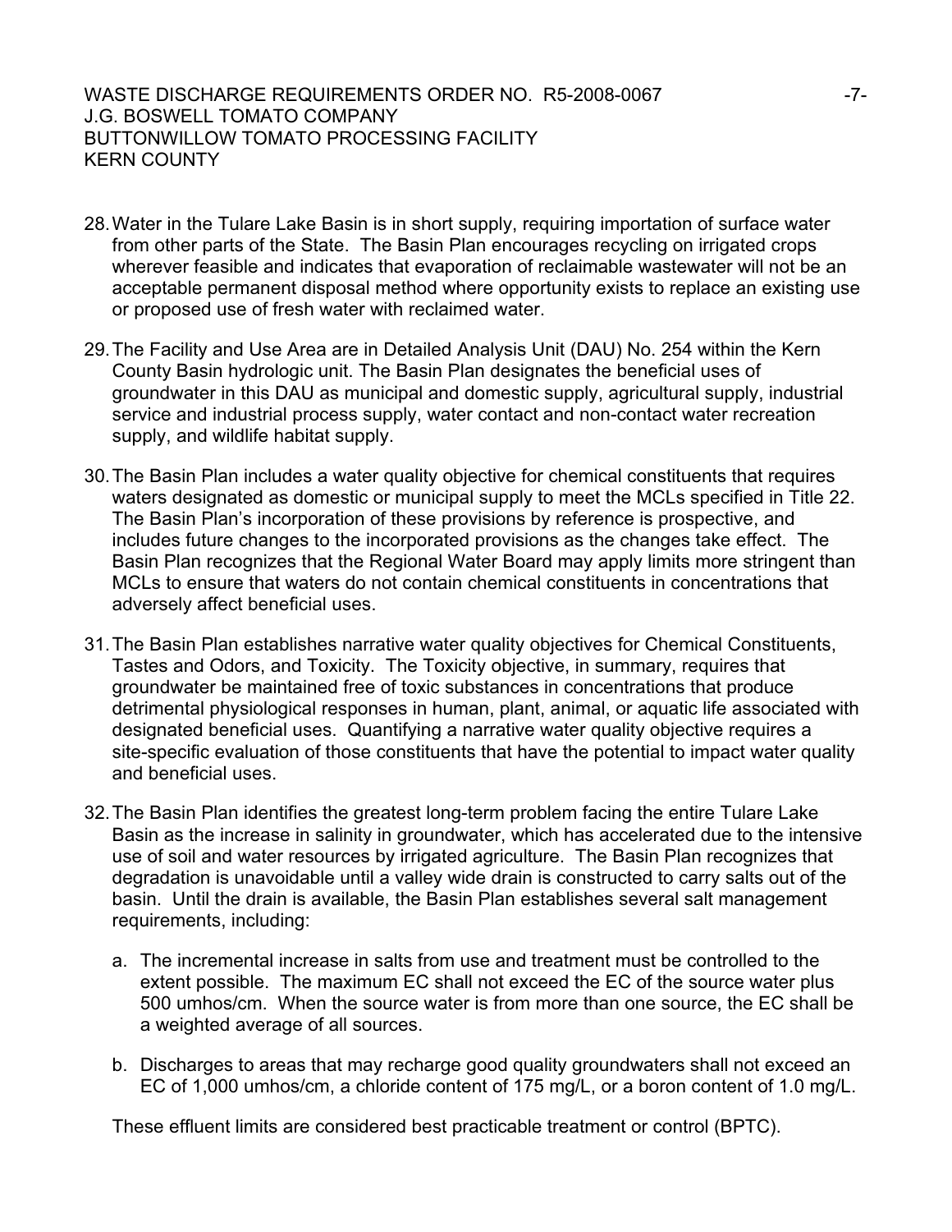28. Water in the Tulare Lake Basin is in short supply, requiring importation of surface water from other parts of the State. The Basin Plan encourages recycling on irrigated crops wherever feasible and indicates that evaporation of reclaimable wastewater will not be an acceptable permanent disposal method where opportunity exists to replace an existing use or proposed use of fresh water with reclaimed water.

29. The Facility and Use Area are in Detailed Analysis Unit (DAU) No. 254 within the Kern County Basin hydrologic unit. The Basin Plan designates the beneficial uses of groundwater in this DAU as municipal and domestic supply, agricultural supply, industrial service and industrial process supply, water contact and non-contact water recreation supply, and wildlife habitat supply.

30. The Basin Plan includes a water quality objective for chemical constituents that requires waters designated as domestic or municipal supply to meet the MCLs specified in Title 22. The Basin Plan's incorporation of these provisions by reference is prospective, and includes future changes to the incorporated provisions as the changes take effect. The Basin Plan recognizes that the Regional Water Board may apply limits more stringent than MCLs to ensure that waters do not contain chemical constituents in concentrations that adversely affect beneficial uses.

31. The Basin Plan establishes narrative water quality objectives for Chemical Constituents, Tastes and Odors, and Toxicity. The Toxicity objective, in summary, requires that groundwater be maintained free of toxic substances in concentrations that produce detrimental physiological responses in human, plant, animal, or aquatic life associated with designated beneficial uses. Quantifying a narrative water quality objective requires a site-specific evaluation of those constituents that have the potential to impact water quality and beneficial uses.

32. The Basin Plan identifies the greatest long-term problem facing the entire Tulare Lake Basin as the increase in salinity in groundwater, which has accelerated due to the intensive use of soil and water resources by irrigated agriculture. The Basin Plan recognizes that degradation is unavoidable until a valley wide drain is constructed to carry salts out of the basin. Until the drain is available, the Basin Plan establishes several salt management requirements, including:

    a. The incremental increase in salts from use and treatment must be controlled to the extent possible. The maximum EC shall not exceed the EC of the source water plus 500 umhos/cm. When the source water is from more than one source, the EC shall be a weighted average of all sources.

    b. Discharges to areas that may recharge good quality groundwaters shall not exceed an EC of 1,000 umhos/cm, a chloride content of 175 mg/L, or a boron content of 1.0 mg/L.

    These effluent limits are considered best practicable treatment or control (BPTC).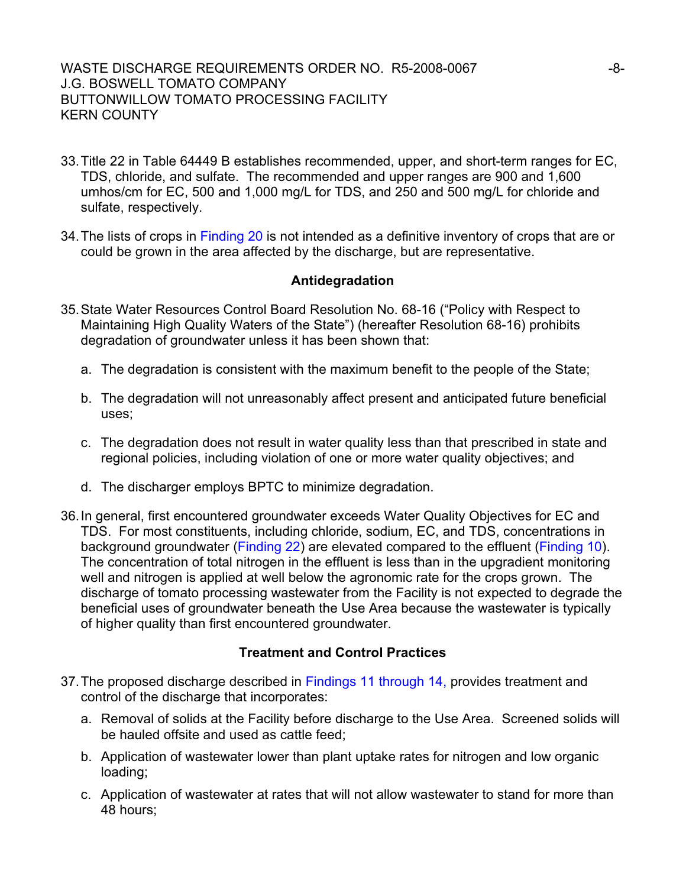33. Title 22 in Table 64449 B establishes recommended, upper, and short-term ranges for EC, TDS, chloride, and sulfate. The recommended and upper ranges are 900 and 1,600 umhos/cm for EC, 500 and 1,000 mg/L for TDS, and 250 and 500 mg/L for chloride and sulfate, respectively.

34. The lists of crops in Finding 20 is not intended as a definitive inventory of crops that are or could be grown in the area affected by the discharge, but are representative.

**Antidegradation**

35. State Water Resources Control Board Resolution No. 68-16 ("Policy with Respect to Maintaining High Quality Waters of the State") (hereafter Resolution 68-16) prohibits degradation of groundwater unless it has been shown that:

    a. The degradation is consistent with the maximum benefit to the people of the State;

    b. The degradation will not unreasonably affect present and anticipated future beneficial uses;

    c. The degradation does not result in water quality less than that prescribed in state and regional policies, including violation of one or more water quality objectives; and

    d. The discharger employs BPTC to minimize degradation.

36. In general, first encountered groundwater exceeds Water Quality Objectives for EC and TDS. For most constituents, including chloride, sodium, EC, and TDS, concentrations in background groundwater (Finding 22) are elevated compared to the effluent (Finding 10). The concentration of total nitrogen in the effluent is less than in the upgradient monitoring well and nitrogen is applied at well below the agronomic rate for the crops grown. The discharge of tomato processing wastewater from the Facility is not expected to degrade the beneficial uses of groundwater beneath the Use Area because the wastewater is typically of higher quality than first encountered groundwater.

**Treatment and Control Practices**

37. The proposed discharge described in Findings 11 through 14, provides treatment and control of the discharge that incorporates:

    a. Removal of solids at the Facility before discharge to the Use Area. Screened solids will be hauled offsite and used as cattle feed;

    b. Application of wastewater lower than plant uptake rates for nitrogen and low organic loading;

    c. Application of wastewater at rates that will not allow wastewater to stand for more than 48 hours;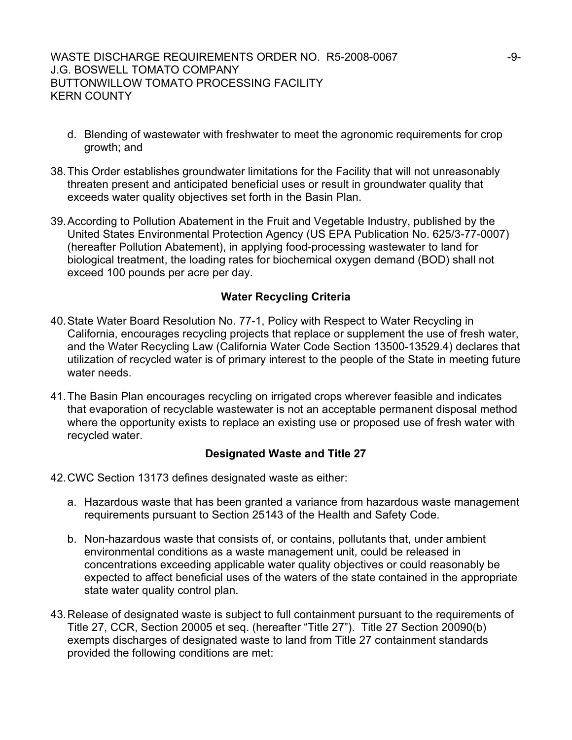d. Blending of wastewater with freshwater to meet the agronomic requirements for crop growth; and

38. This Order establishes groundwater limitations for the Facility that will not unreasonably threaten present and anticipated beneficial uses or result in groundwater quality that exceeds water quality objectives set forth in the Basin Plan.

39. According to Pollution Abatement in the Fruit and Vegetable Industry, published by the United States Environmental Protection Agency (US EPA Publication No. 625/3-77-0007) (hereafter Pollution Abatement), in applying food-processing wastewater to land for biological treatment, the loading rates for biochemical oxygen demand (BOD) shall not exceed 100 pounds per acre per day.

**Water Recycling Criteria**

40. State Water Board Resolution No. 77-1, Policy with Respect to Water Recycling in California, encourages recycling projects that replace or supplement the use of fresh water, and the Water Recycling Law (California Water Code Section 13500-13529.4) declares that utilization of recycled water is of primary interest to the people of the State in meeting future water needs.

41. The Basin Plan encourages recycling on irrigated crops wherever feasible and indicates that evaporation of recyclable wastewater is not an acceptable permanent disposal method where the opportunity exists to replace an existing use or proposed use of fresh water with recycled water.

**Designated Waste and Title 27**

42. CWC Section 13173 defines designated waste as either:

a. Hazardous waste that has been granted a variance from hazardous waste management requirements pursuant to Section 25143 of the Health and Safety Code.

b. Non-hazardous waste that consists of, or contains, pollutants that, under ambient environmental conditions as a waste management unit, could be released in concentrations exceeding applicable water quality objectives or could reasonably be expected to affect beneficial uses of the waters of the state contained in the appropriate state water quality control plan.

43. Release of designated waste is subject to full containment pursuant to the requirements of Title 27, CCR, Section 20005 et seq. (hereafter "Title 27"). Title 27 Section 20090(b) exempts discharges of designated waste to land from Title 27 containment standards provided the following conditions are met: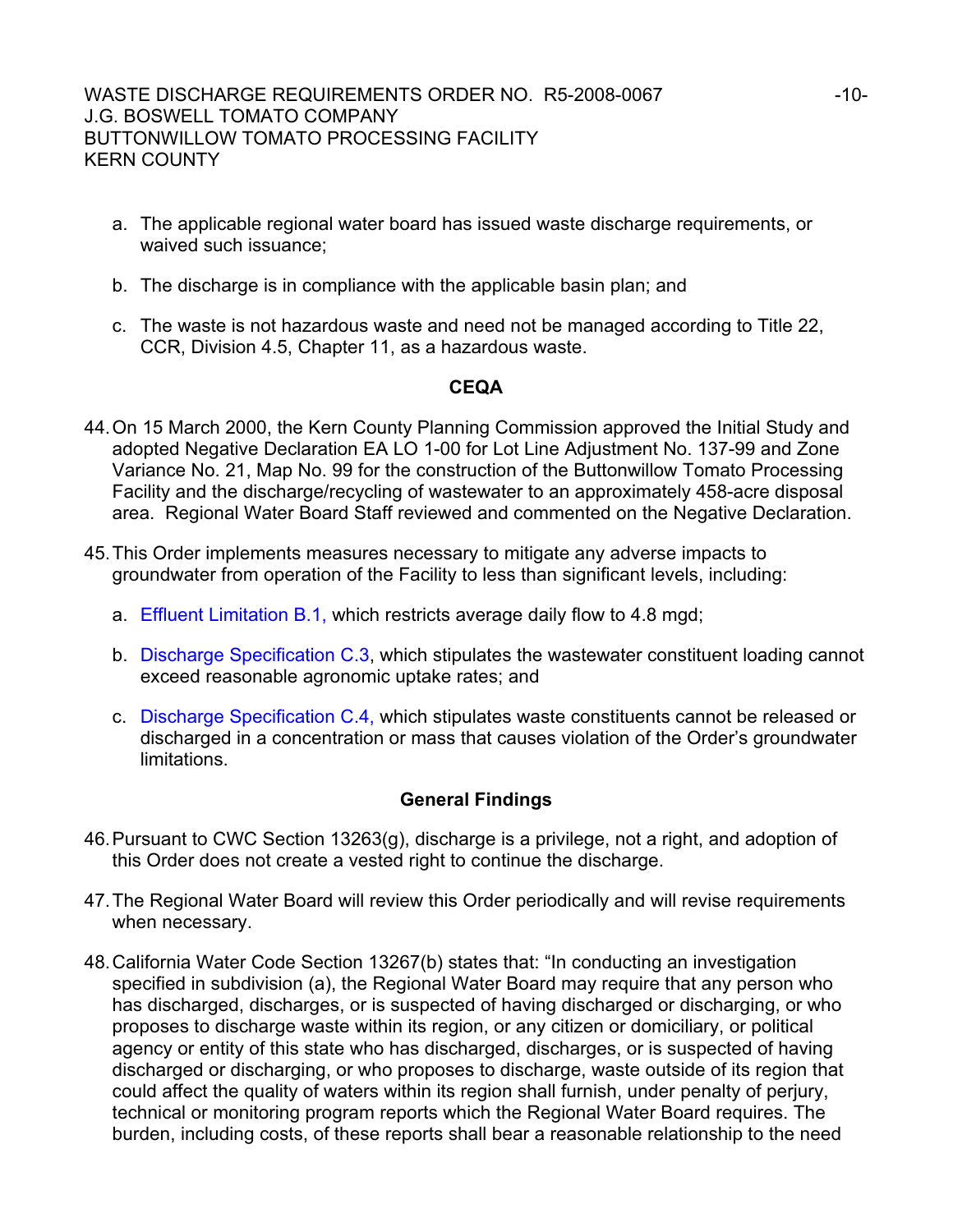a. The applicable regional water board has issued waste discharge requirements, or waived such issuance;

b. The discharge is in compliance with the applicable basin plan; and

c. The waste is not hazardous waste and need not be managed according to Title 22, CCR, Division 4.5, Chapter 11, as a hazardous waste.

### CEQA

44. On 15 March 2000, the Kern County Planning Commission approved the Initial Study and adopted Negative Declaration EA LO 1-00 for Lot Line Adjustment No. 137-99 and Zone Variance No. 21, Map No. 99 for the construction of the Buttonwillow Tomato Processing Facility and the discharge/recycling of wastewater to an approximately 458-acre disposal area. Regional Water Board Staff reviewed and commented on the Negative Declaration.

45. This Order implements measures necessary to mitigate any adverse impacts to groundwater from operation of the Facility to less than significant levels, including:

    a. Effluent Limitation B.1, which restricts average daily flow to 4.8 mgd;

    b. Discharge Specification C.3, which stipulates the wastewater constituent loading cannot exceed reasonable agronomic uptake rates; and

    c. Discharge Specification C.4, which stipulates waste constituents cannot be released or discharged in a concentration or mass that causes violation of the Order's groundwater limitations.

### General Findings

46. Pursuant to CWC Section 13263(g), discharge is a privilege, not a right, and adoption of this Order does not create a vested right to continue the discharge.

47. The Regional Water Board will review this Order periodically and will revise requirements when necessary.

48. California Water Code Section 13267(b) states that: "In conducting an investigation specified in subdivision (a), the Regional Water Board may require that any person who has discharged, discharges, or is suspected of having discharged or discharging, or who proposes to discharge waste within its region, or any citizen or domiciliary, or political agency or entity of this state who has discharged, discharges, or is suspected of having discharged or discharging, or who proposes to discharge, waste outside of its region that could affect the quality of waters within its region shall furnish, under penalty of perjury, technical or monitoring program reports which the Regional Water Board requires. The burden, including costs, of these reports shall bear a reasonable relationship to the need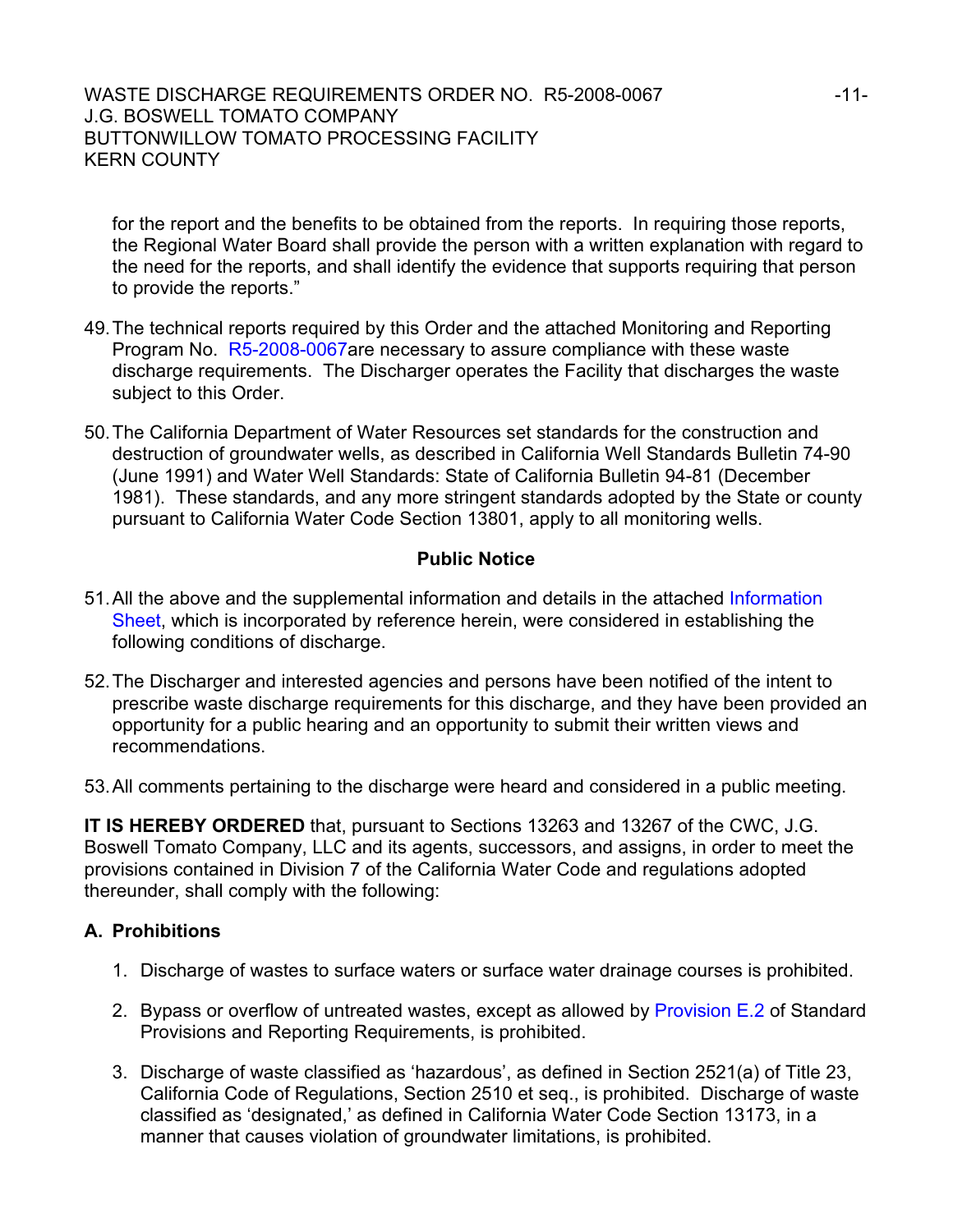for the report and the benefits to be obtained from the reports. In requiring those reports, the Regional Water Board shall provide the person with a written explanation with regard to the need for the reports, and shall identify the evidence that supports requiring that person to provide the reports."

49. The technical reports required by this Order and the attached Monitoring and Reporting Program No. R5-2008-0067are necessary to assure compliance with these waste discharge requirements. The Discharger operates the Facility that discharges the waste subject to this Order.

50. The California Department of Water Resources set standards for the construction and destruction of groundwater wells, as described in California Well Standards Bulletin 74-90 (June 1991) and Water Well Standards: State of California Bulletin 94-81 (December 1981). These standards, and any more stringent standards adopted by the State or county pursuant to California Water Code Section 13801, apply to all monitoring wells.

## Public Notice

51. All the above and the supplemental information and details in the attached Information Sheet, which is incorporated by reference herein, were considered in establishing the following conditions of discharge.

52. The Discharger and interested agencies and persons have been notified of the intent to prescribe waste discharge requirements for this discharge, and they have been provided an opportunity for a public hearing and an opportunity to submit their written views and recommendations.

53. All comments pertaining to the discharge were heard and considered in a public meeting.

**IT IS HEREBY ORDERED** that, pursuant to Sections 13263 and 13267 of the CWC, J.G. Boswell Tomato Company, LLC and its agents, successors, and assigns, in order to meet the provisions contained in Division 7 of the California Water Code and regulations adopted thereunder, shall comply with the following:

## A. Prohibitions

1. Discharge of wastes to surface waters or surface water drainage courses is prohibited.

2. Bypass or overflow of untreated wastes, except as allowed by Provision E.2 of Standard Provisions and Reporting Requirements, is prohibited.

3. Discharge of waste classified as 'hazardous', as defined in Section 2521(a) of Title 23, California Code of Regulations, Section 2510 et seq., is prohibited. Discharge of waste classified as 'designated,' as defined in California Water Code Section 13173, in a manner that causes violation of groundwater limitations, is prohibited.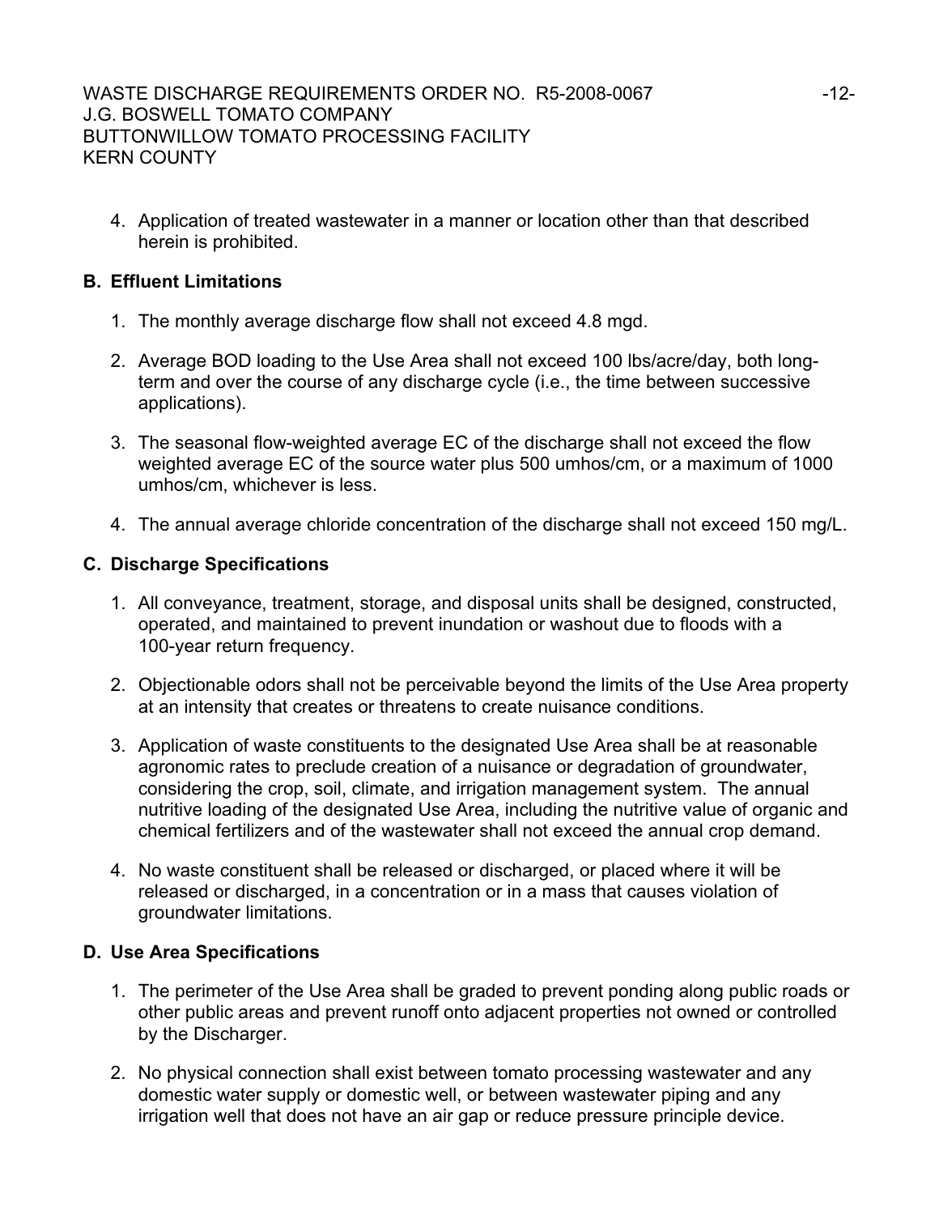4. Application of treated wastewater in a manner or location other than that described herein is prohibited.

## B. Effluent Limitations

1. The monthly average discharge flow shall not exceed 4.8 mgd.

2. Average BOD loading to the Use Area shall not exceed 100 lbs/acre/day, both long-term and over the course of any discharge cycle (i.e., the time between successive applications).

3. The seasonal flow-weighted average EC of the discharge shall not exceed the flow weighted average EC of the source water plus 500 umhos/cm, or a maximum of 1000 umhos/cm, whichever is less.

4. The annual average chloride concentration of the discharge shall not exceed 150 mg/L.

## C. Discharge Specifications

1. All conveyance, treatment, storage, and disposal units shall be designed, constructed, operated, and maintained to prevent inundation or washout due to floods with a 100-year return frequency.

2. Objectionable odors shall not be perceivable beyond the limits of the Use Area property at an intensity that creates or threatens to create nuisance conditions.

3. Application of waste constituents to the designated Use Area shall be at reasonable agronomic rates to preclude creation of a nuisance or degradation of groundwater, considering the crop, soil, climate, and irrigation management system. The annual nutritive loading of the designated Use Area, including the nutritive value of organic and chemical fertilizers and of the wastewater shall not exceed the annual crop demand.

4. No waste constituent shall be released or discharged, or placed where it will be released or discharged, in a concentration or in a mass that causes violation of groundwater limitations.

## D. Use Area Specifications

1. The perimeter of the Use Area shall be graded to prevent ponding along public roads or other public areas and prevent runoff onto adjacent properties not owned or controlled by the Discharger.

2. No physical connection shall exist between tomato processing wastewater and any domestic water supply or domestic well, or between wastewater piping and any irrigation well that does not have an air gap or reduce pressure principle device.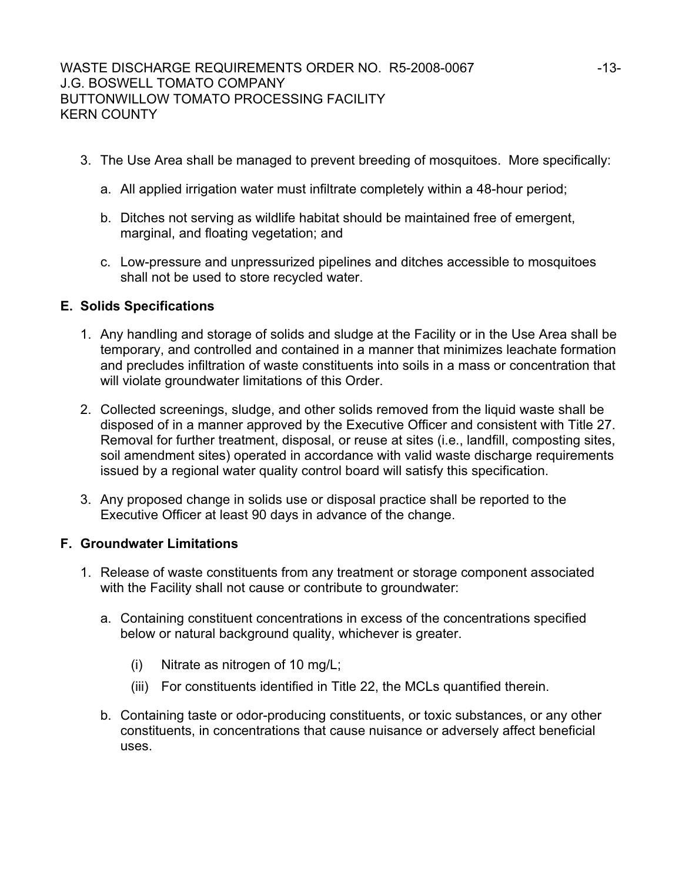3. The Use Area shall be managed to prevent breeding of mosquitoes. More specifically:

   a. All applied irrigation water must infiltrate completely within a 48-hour period;

   b. Ditches not serving as wildlife habitat should be maintained free of emergent, marginal, and floating vegetation; and

   c. Low-pressure and unpressurized pipelines and ditches accessible to mosquitoes shall not be used to store recycled water.

## E. Solids Specifications

1. Any handling and storage of solids and sludge at the Facility or in the Use Area shall be temporary, and controlled and contained in a manner that minimizes leachate formation and precludes infiltration of waste constituents into soils in a mass or concentration that will violate groundwater limitations of this Order.

2. Collected screenings, sludge, and other solids removed from the liquid waste shall be disposed of in a manner approved by the Executive Officer and consistent with Title 27. Removal for further treatment, disposal, or reuse at sites (i.e., landfill, composting sites, soil amendment sites) operated in accordance with valid waste discharge requirements issued by a regional water quality control board will satisfy this specification.

3. Any proposed change in solids use or disposal practice shall be reported to the Executive Officer at least 90 days in advance of the change.

## F. Groundwater Limitations

1. Release of waste constituents from any treatment or storage component associated with the Facility shall not cause or contribute to groundwater:

   a. Containing constituent concentrations in excess of the concentrations specified below or natural background quality, whichever is greater.

      (i) Nitrate as nitrogen of 10 mg/L;

      (iii) For constituents identified in Title 22, the MCLs quantified therein.

   b. Containing taste or odor-producing constituents, or toxic substances, or any other constituents, in concentrations that cause nuisance or adversely affect beneficial uses.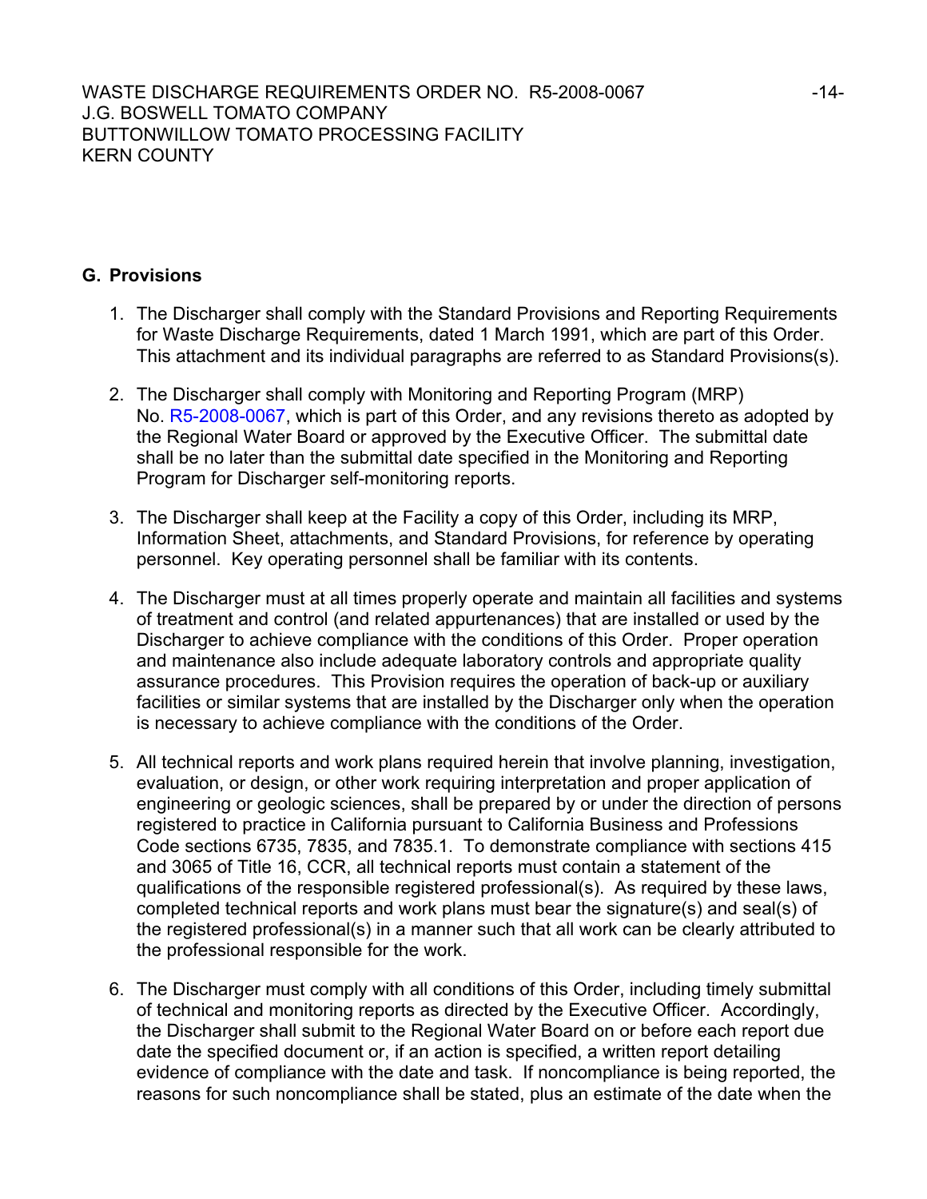## G. Provisions

1. The Discharger shall comply with the Standard Provisions and Reporting Requirements for Waste Discharge Requirements, dated 1 March 1991, which are part of this Order. This attachment and its individual paragraphs are referred to as Standard Provisions(s).

2. The Discharger shall comply with Monitoring and Reporting Program (MRP) No. R5-2008-0067, which is part of this Order, and any revisions thereto as adopted by the Regional Water Board or approved by the Executive Officer. The submittal date shall be no later than the submittal date specified in the Monitoring and Reporting Program for Discharger self-monitoring reports.

3. The Discharger shall keep at the Facility a copy of this Order, including its MRP, Information Sheet, attachments, and Standard Provisions, for reference by operating personnel. Key operating personnel shall be familiar with its contents.

4. The Discharger must at all times properly operate and maintain all facilities and systems of treatment and control (and related appurtenances) that are installed or used by the Discharger to achieve compliance with the conditions of this Order. Proper operation and maintenance also include adequate laboratory controls and appropriate quality assurance procedures. This Provision requires the operation of back-up or auxiliary facilities or similar systems that are installed by the Discharger only when the operation is necessary to achieve compliance with the conditions of the Order.

5. All technical reports and work plans required herein that involve planning, investigation, evaluation, or design, or other work requiring interpretation and proper application of engineering or geologic sciences, shall be prepared by or under the direction of persons registered to practice in California pursuant to California Business and Professions Code sections 6735, 7835, and 7835.1. To demonstrate compliance with sections 415 and 3065 of Title 16, CCR, all technical reports must contain a statement of the qualifications of the responsible registered professional(s). As required by these laws, completed technical reports and work plans must bear the signature(s) and seal(s) of the registered professional(s) in a manner such that all work can be clearly attributed to the professional responsible for the work.

6. The Discharger must comply with all conditions of this Order, including timely submittal of technical and monitoring reports as directed by the Executive Officer. Accordingly, the Discharger shall submit to the Regional Water Board on or before each report due date the specified document or, if an action is specified, a written report detailing evidence of compliance with the date and task. If noncompliance is being reported, the reasons for such noncompliance shall be stated, plus an estimate of the date when the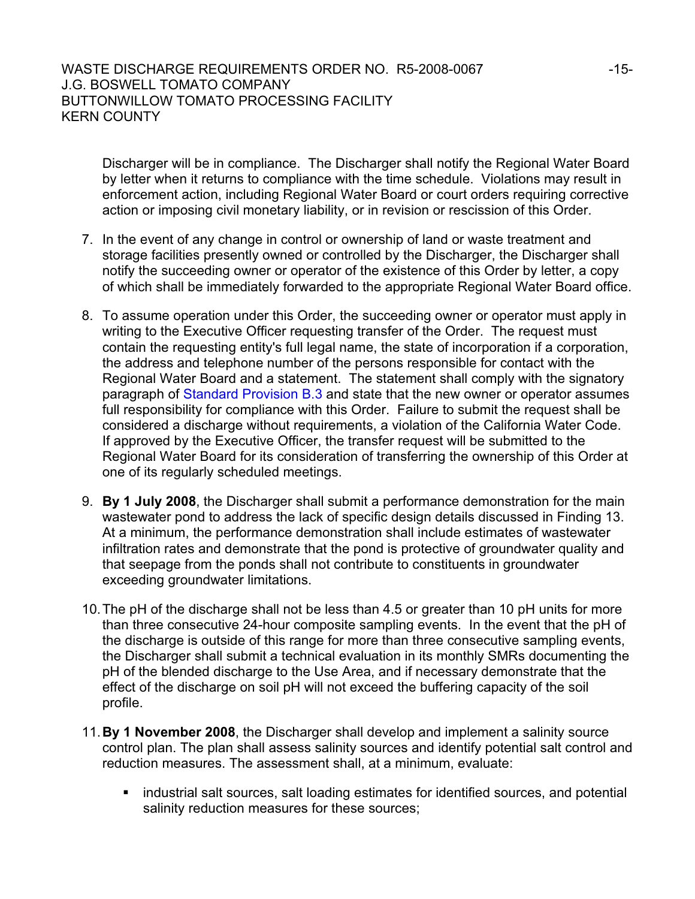Discharger will be in compliance. The Discharger shall notify the Regional Water Board by letter when it returns to compliance with the time schedule. Violations may result in enforcement action, including Regional Water Board or court orders requiring corrective action or imposing civil monetary liability, or in revision or rescission of this Order.

7. In the event of any change in control or ownership of land or waste treatment and storage facilities presently owned or controlled by the Discharger, the Discharger shall notify the succeeding owner or operator of the existence of this Order by letter, a copy of which shall be immediately forwarded to the appropriate Regional Water Board office.

8. To assume operation under this Order, the succeeding owner or operator must apply in writing to the Executive Officer requesting transfer of the Order. The request must contain the requesting entity's full legal name, the state of incorporation if a corporation, the address and telephone number of the persons responsible for contact with the Regional Water Board and a statement. The statement shall comply with the signatory paragraph of Standard Provision B.3 and state that the new owner or operator assumes full responsibility for compliance with this Order. Failure to submit the request shall be considered a discharge without requirements, a violation of the California Water Code. If approved by the Executive Officer, the transfer request will be submitted to the Regional Water Board for its consideration of transferring the ownership of this Order at one of its regularly scheduled meetings.

9. **By 1 July 2008**, the Discharger shall submit a performance demonstration for the main wastewater pond to address the lack of specific design details discussed in Finding 13. At a minimum, the performance demonstration shall include estimates of wastewater infiltration rates and demonstrate that the pond is protective of groundwater quality and that seepage from the ponds shall not contribute to constituents in groundwater exceeding groundwater limitations.

10. The pH of the discharge shall not be less than 4.5 or greater than 10 pH units for more than three consecutive 24-hour composite sampling events. In the event that the pH of the discharge is outside of this range for more than three consecutive sampling events, the Discharger shall submit a technical evaluation in its monthly SMRs documenting the pH of the blended discharge to the Use Area, and if necessary demonstrate that the effect of the discharge on soil pH will not exceed the buffering capacity of the soil profile.

11. **By 1 November 2008**, the Discharger shall develop and implement a salinity source control plan. The plan shall assess salinity sources and identify potential salt control and reduction measures. The assessment shall, at a minimum, evaluate:

    - industrial salt sources, salt loading estimates for identified sources, and potential salinity reduction measures for these sources;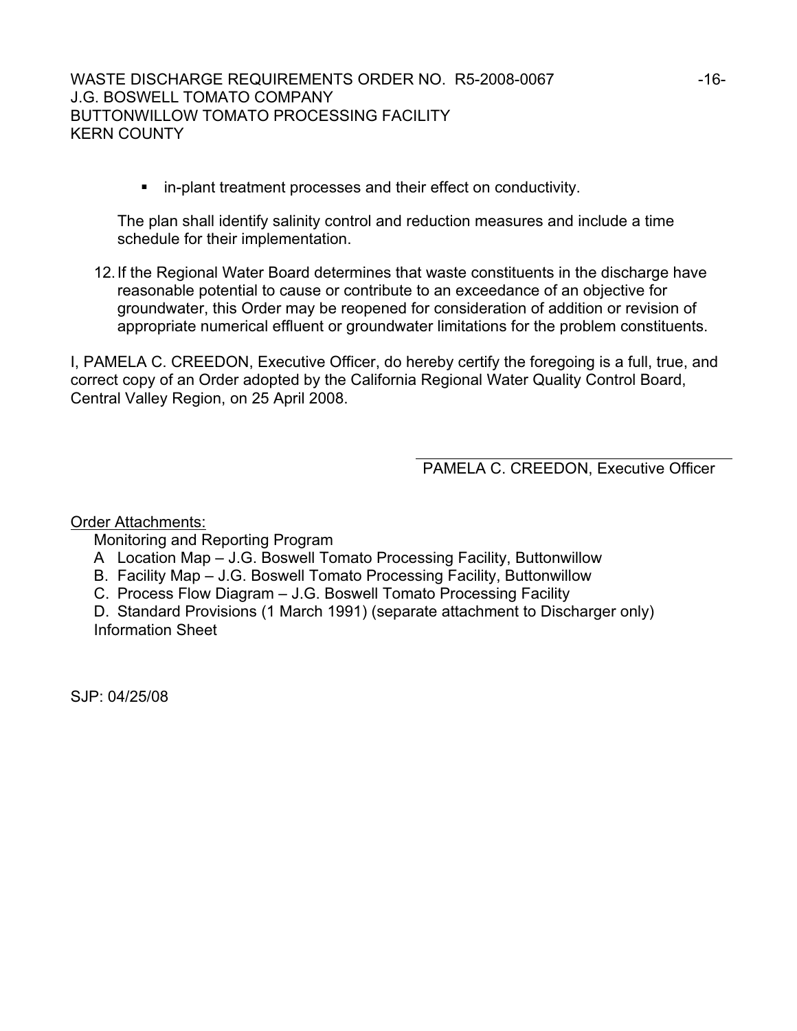- in-plant treatment processes and their effect on conductivity.

The plan shall identify salinity control and reduction measures and include a time schedule for their implementation.

12. If the Regional Water Board determines that waste constituents in the discharge have reasonable potential to cause or contribute to an exceedance of an objective for groundwater, this Order may be reopened for consideration of addition or revision of appropriate numerical effluent or groundwater limitations for the problem constituents.

I, PAMELA C. CREEDON, Executive Officer, do hereby certify the foregoing is a full, true, and correct copy of an Order adopted by the California Regional Water Quality Control Board, Central Valley Region, on 25 April 2008.

PAMELA C. CREEDON, Executive Officer

Order Attachments:

Monitoring and Reporting Program

A Location Map – J.G. Boswell Tomato Processing Facility, Buttonwillow

B. Facility Map – J.G. Boswell Tomato Processing Facility, Buttonwillow

C. Process Flow Diagram – J.G. Boswell Tomato Processing Facility

D. Standard Provisions (1 March 1991) (separate attachment to Discharger only)

Information Sheet

SJP: 04/25/08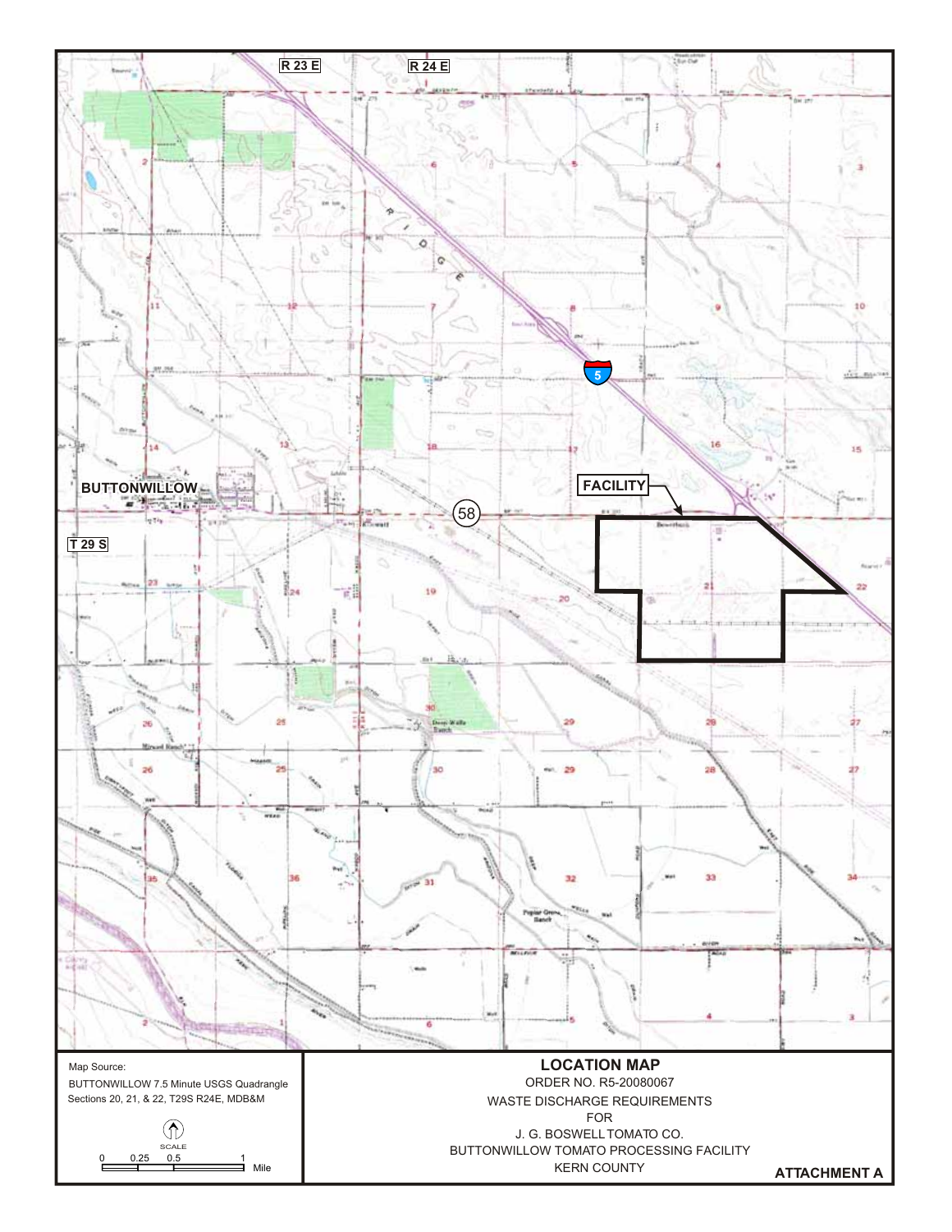R 23 E

R 24 E

BUTTONWILLOW

T 29 S

FACILITY

Map Source:
BUTTONWILLOW 7.5 Minute USGS Quadrangle
Sections 20, 21, & 22, T29S R24E, MDB&M

SCALE
0 0.25 0.5 1 Mile

**LOCATION MAP**

ORDER NO. R5-20080067

WASTE DISCHARGE REQUIREMENTS

FOR

J. G. BOSWELL TOMATO CO.

BUTTONWILLOW TOMATO PROCESSING FACILITY

KERN COUNTY

**ATTACHMENT A**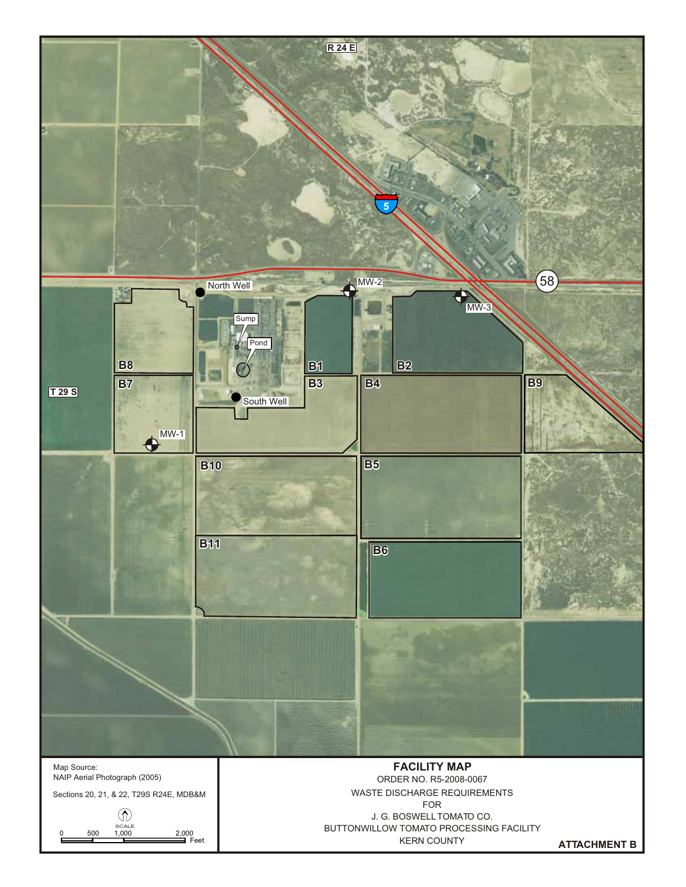R 24 E

5

58

North Well

MW-2

MW-3

Sump

Pond

B8

B1

B2

B7

B3

B4

B9

T 29 S

South Well

MW-1

B10

B5

B11

B6

Map Source:
NAIP Aerial Photograph (2005)

Sections 20, 21, & 22, T29S R24E, MDB&M

SCALE

0 500 1,000 2,000 Feet

**FACILITY MAP**

ORDER NO. R5-2008-0067

WASTE DISCHARGE REQUIREMENTS

FOR

J. G. BOSWELL TOMATO CO.

BUTTONWILLOW TOMATO PROCESSING FACILITY

KERN COUNTY

**ATTACHMENT B**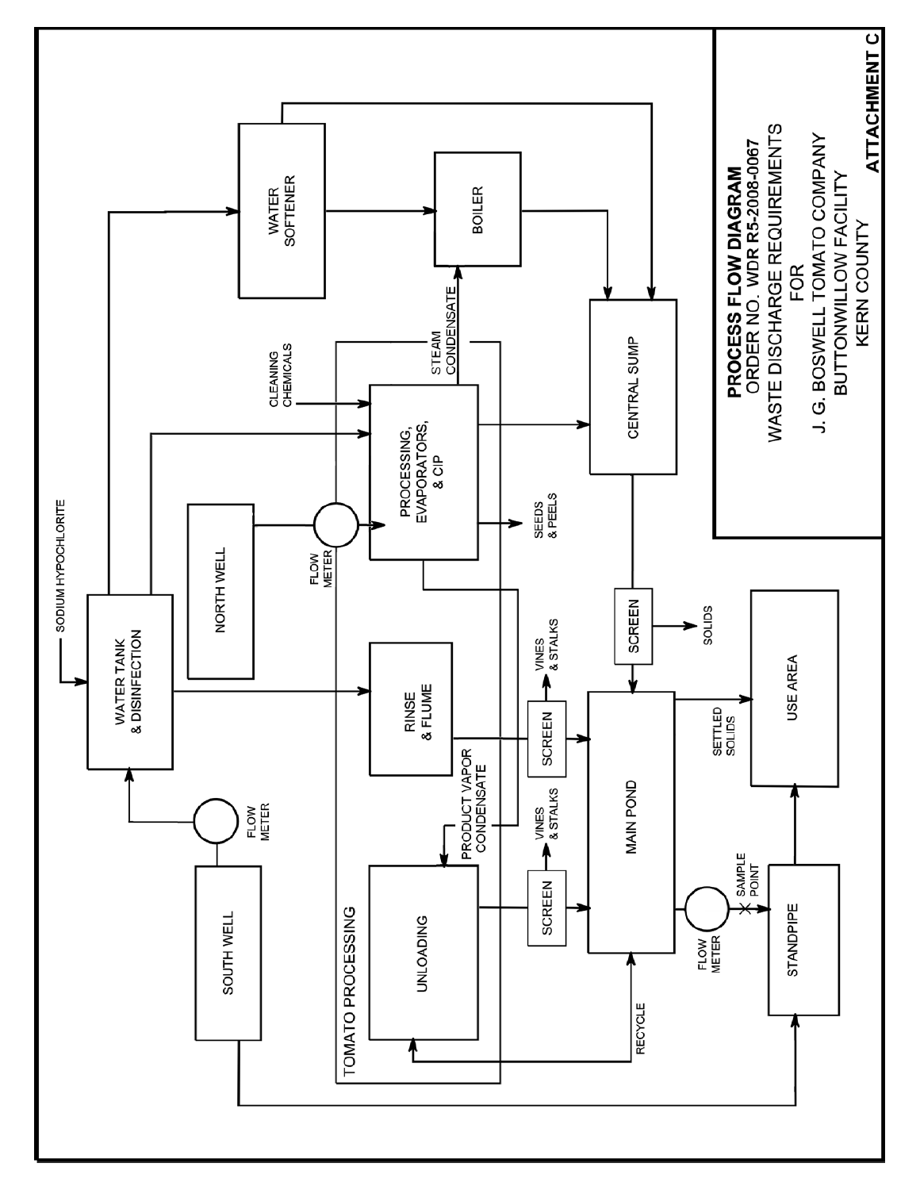**ATTACHMENT C**

**PROCESS FLOW DIAGRAM**

**ORDER NO. WDR R5-2008-0067**

WASTE DISCHARGE REQUIREMENTS

FOR

J. G. BOSWELL TOMATO COMPANY

BUTTONWILLOW FACILITY

KERN COUNTY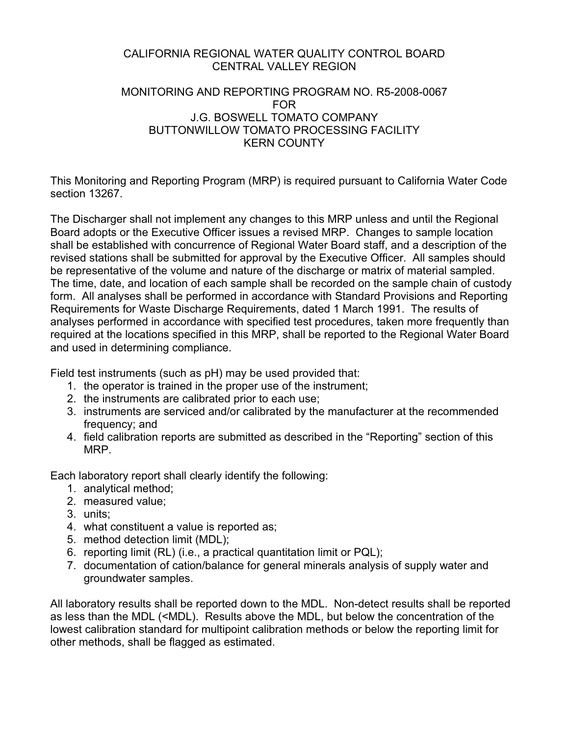CALIFORNIA REGIONAL WATER QUALITY CONTROL BOARD
CENTRAL VALLEY REGION

MONITORING AND REPORTING PROGRAM NO. R5-2008-0067
FOR
J.G. BOSWELL TOMATO COMPANY
BUTTONWILLOW TOMATO PROCESSING FACILITY
KERN COUNTY

This Monitoring and Reporting Program (MRP) is required pursuant to California Water Code section 13267.

The Discharger shall not implement any changes to this MRP unless and until the Regional Board adopts or the Executive Officer issues a revised MRP. Changes to sample location shall be established with concurrence of Regional Water Board staff, and a description of the revised stations shall be submitted for approval by the Executive Officer. All samples should be representative of the volume and nature of the discharge or matrix of material sampled. The time, date, and location of each sample shall be recorded on the sample chain of custody form. All analyses shall be performed in accordance with Standard Provisions and Reporting Requirements for Waste Discharge Requirements, dated 1 March 1991. The results of analyses performed in accordance with specified test procedures, taken more frequently than required at the locations specified in this MRP, shall be reported to the Regional Water Board and used in determining compliance.

Field test instruments (such as pH) may be used provided that:

1. the operator is trained in the proper use of the instrument;
2. the instruments are calibrated prior to each use;
3. instruments are serviced and/or calibrated by the manufacturer at the recommended frequency; and
4. field calibration reports are submitted as described in the "Reporting" section of this MRP.

Each laboratory report shall clearly identify the following:

1. analytical method;
2. measured value;
3. units;
4. what constituent a value is reported as;
5. method detection limit (MDL);
6. reporting limit (RL) (i.e., a practical quantitation limit or PQL);
7. documentation of cation/balance for general minerals analysis of supply water and groundwater samples.

All laboratory results shall be reported down to the MDL. Non-detect results shall be reported as less than the MDL (<MDL). Results above the MDL, but below the concentration of the lowest calibration standard for multipoint calibration methods or below the reporting limit for other methods, shall be flagged as estimated.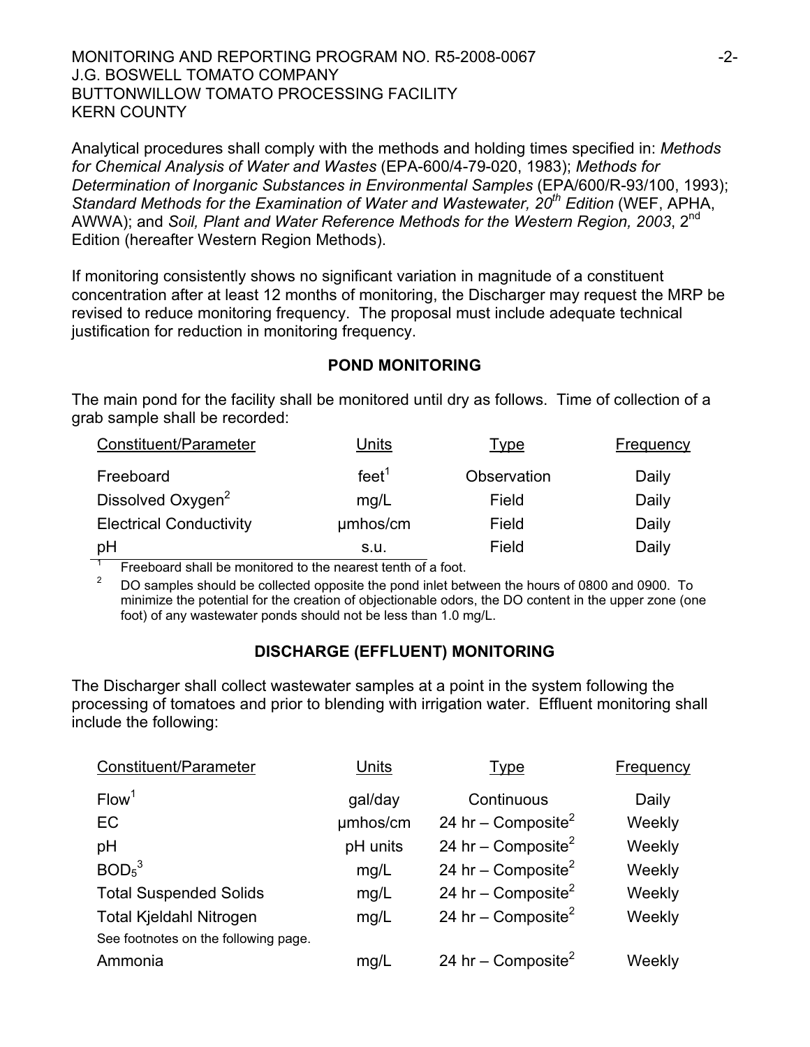Analytical procedures shall comply with the methods and holding times specified in: *Methods for Chemical Analysis of Water and Wastes* (EPA-600/4-79-020, 1983); *Methods for Determination of Inorganic Substances in Environmental Samples* (EPA/600/R-93/100, 1993); *Standard Methods for the Examination of Water and Wastewater, 20th Edition* (WEF, APHA, AWWA); and *Soil, Plant and Water Reference Methods for the Western Region, 2003*, 2nd Edition (hereafter Western Region Methods).

If monitoring consistently shows no significant variation in magnitude of a constituent concentration after at least 12 months of monitoring, the Discharger may request the MRP be revised to reduce monitoring frequency. The proposal must include adequate technical justification for reduction in monitoring frequency.

## POND MONITORING

The main pond for the facility shall be monitored until dry as follows. Time of collection of a grab sample shall be recorded:

| Constituent/Parameter | Units | Type | Frequency |
|---|---|---|---|
| Freeboard | feet[1] | Observation | Daily |
| Dissolved Oxygen[2] | mg/L | Field | Daily |
| Electrical Conductivity | µmhos/cm | Field | Daily |
| pH | s.u. | Field | Daily |

[1] Freeboard shall be monitored to the nearest tenth of a foot.

[2] DO samples should be collected opposite the pond inlet between the hours of 0800 and 0900. To minimize the potential for the creation of objectionable odors, the DO content in the upper zone (one foot) of any wastewater ponds should not be less than 1.0 mg/L.

## DISCHARGE (EFFLUENT) MONITORING

The Discharger shall collect wastewater samples at a point in the system following the processing of tomatoes and prior to blending with irrigation water. Effluent monitoring shall include the following:

| Constituent/Parameter | Units | Type | Frequency |
|---|---|---|---|
| Flow[1] | gal/day | Continuous | Daily |
| EC | µmhos/cm | 24 hr – Composite[2] | Weekly |
| pH | pH units | 24 hr – Composite[2] | Weekly |
| $BOD_5$[3] | mg/L | 24 hr – Composite[2] | Weekly |
| Total Suspended Solids | mg/L | 24 hr – Composite[2] | Weekly |
| Total Kjeldahl Nitrogen | mg/L | 24 hr – Composite[2] | Weekly |
| See footnotes on the following page. | | | |
| Ammonia | mg/L | 24 hr – Composite[2] | Weekly |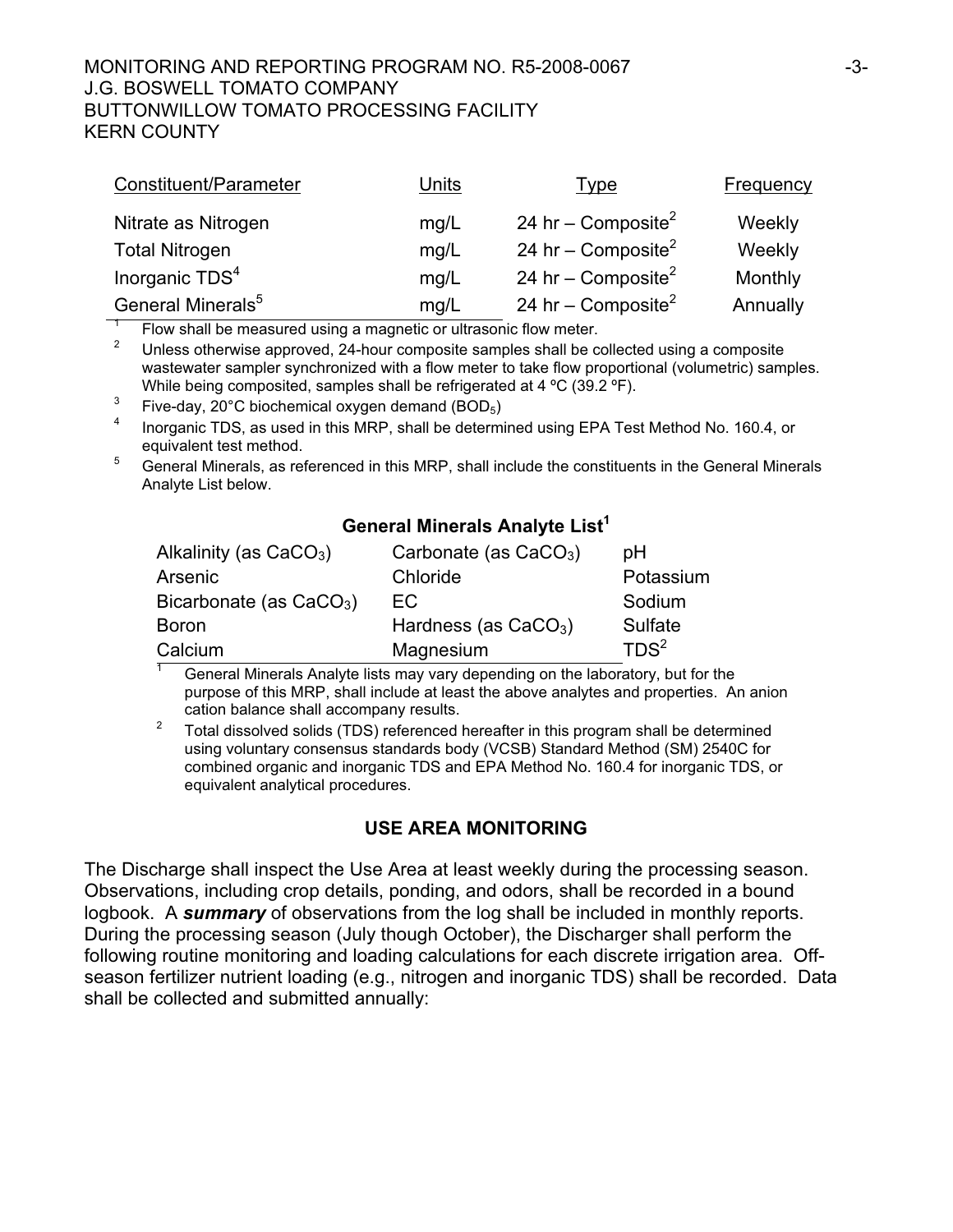| Constituent/Parameter | Units | Type | Frequency |
|---|---|---|---|
| Nitrate as Nitrogen | mg/L | 24 hr – Composite[2] | Weekly |
| Total Nitrogen | mg/L | 24 hr – Composite[2] | Weekly |
| Inorganic TDS[4] | mg/L | 24 hr – Composite[2] | Monthly |
| General Minerals[5] | mg/L | 24 hr – Composite[2] | Annually |

[1] Flow shall be measured using a magnetic or ultrasonic flow meter.

[2] Unless otherwise approved, 24-hour composite samples shall be collected using a composite wastewater sampler synchronized with a flow meter to take flow proportional (volumetric) samples. While being composited, samples shall be refrigerated at 4 ºC (39.2 ºF).

[3] Five-day, 20°C biochemical oxygen demand ($BOD_5$)

[4] Inorganic TDS, as used in this MRP, shall be determined using EPA Test Method No. 160.4, or equivalent test method.

[5] General Minerals, as referenced in this MRP, shall include the constituents in the General Minerals Analyte List below.

**General Minerals Analyte List[1]**

| | | |
|---|---|---|
| Alkalinity (as $CaCO_3$) | Carbonate (as $CaCO_3$) | pH |
| Arsenic | Chloride | Potassium |
| Bicarbonate (as $CaCO_3$) | EC | Sodium |
| Boron | Hardness (as $CaCO_3$) | Sulfate |
| Calcium | Magnesium | TDS[2] |

[1] General Minerals Analyte lists may vary depending on the laboratory, but for the purpose of this MRP, shall include at least the above analytes and properties. An anion cation balance shall accompany results.

[2] Total dissolved solids (TDS) referenced hereafter in this program shall be determined using voluntary consensus standards body (VCSB) Standard Method (SM) 2540C for combined organic and inorganic TDS and EPA Method No. 160.4 for inorganic TDS, or equivalent analytical procedures.

## USE AREA MONITORING

The Discharge shall inspect the Use Area at least weekly during the processing season. Observations, including crop details, ponding, and odors, shall be recorded in a bound logbook. A ***summary*** of observations from the log shall be included in monthly reports. During the processing season (July though October), the Discharger shall perform the following routine monitoring and loading calculations for each discrete irrigation area. Off-season fertilizer nutrient loading (e.g., nitrogen and inorganic TDS) shall be recorded. Data shall be collected and submitted annually: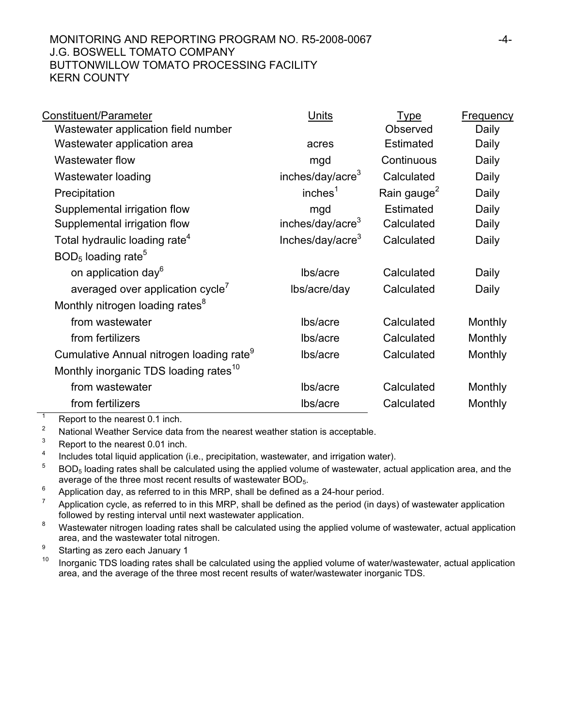| Constituent/Parameter | Units | Type | Frequency |
|---|---|---|---|
| Wastewater application field number | | Observed | Daily |
| Wastewater application area | acres | Estimated | Daily |
| Wastewater flow | mgd | Continuous | Daily |
| Wastewater loading | inches/day/acre[3] | Calculated | Daily |
| Precipitation | inches[1] | Rain gauge[2] | Daily |
| Supplemental irrigation flow | mgd | Estimated | Daily |
| Supplemental irrigation flow | inches/day/acre[3] | Calculated | Daily |
| Total hydraulic loading rate[4] | Inches/day/acre[3] | Calculated | Daily |
| $BOD_5$ loading rate[5] | | | |
| on application day[6] | lbs/acre | Calculated | Daily |
| averaged over application cycle[7] | lbs/acre/day | Calculated | Daily |
| Monthly nitrogen loading rates[8] | | | |
| from wastewater | lbs/acre | Calculated | Monthly |
| from fertilizers | lbs/acre | Calculated | Monthly |
| Cumulative Annual nitrogen loading rate[9] | lbs/acre | Calculated | Monthly |
| Monthly inorganic TDS loading rates[10] | | | |
| from wastewater | lbs/acre | Calculated | Monthly |
| from fertilizers | lbs/acre | Calculated | Monthly |

[1] Report to the nearest 0.1 inch.

[2] National Weather Service data from the nearest weather station is acceptable.

[3] Report to the nearest 0.01 inch.

[4] Includes total liquid application (i.e., precipitation, wastewater, and irrigation water).

[5] $BOD_5$ loading rates shall be calculated using the applied volume of wastewater, actual application area, and the average of the three most recent results of wastewater $BOD_5$.

[6] Application day, as referred to in this MRP, shall be defined as a 24-hour period.

[7] Application cycle, as referred to in this MRP, shall be defined as the period (in days) of wastewater application followed by resting interval until next wastewater application.

[8] Wastewater nitrogen loading rates shall be calculated using the applied volume of wastewater, actual application area, and the wastewater total nitrogen.

[9] Starting as zero each January 1

[10] Inorganic TDS loading rates shall be calculated using the applied volume of water/wastewater, actual application area, and the average of the three most recent results of water/wastewater inorganic TDS.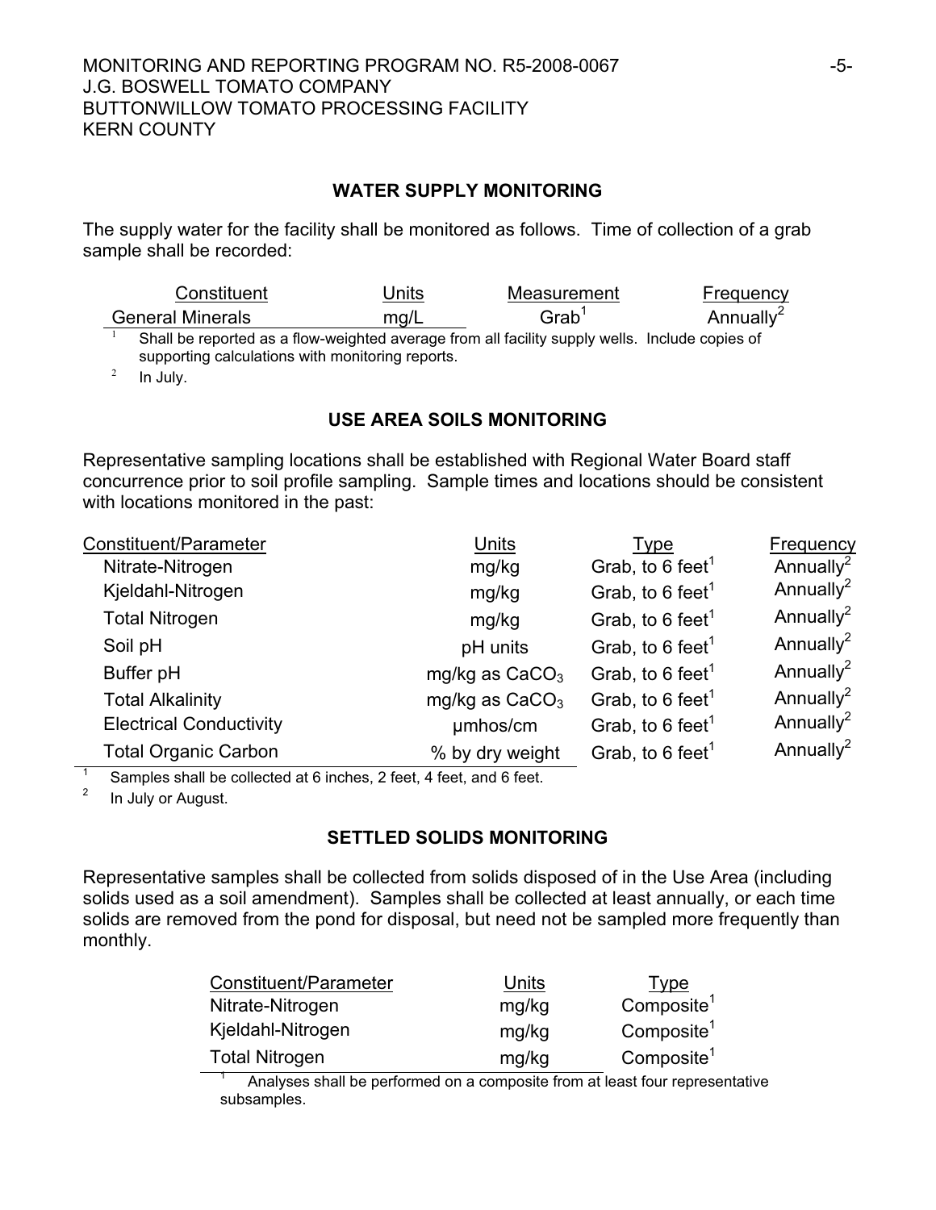## WATER SUPPLY MONITORING

The supply water for the facility shall be monitored as follows. Time of collection of a grab sample shall be recorded:

| Constituent | Units | Measurement | Frequency |
|---|---|---|---|
| General Minerals | mg/L | Grab[1] | Annually[2] |

[1] Shall be reported as a flow-weighted average from all facility supply wells. Include copies of supporting calculations with monitoring reports.

[2] In July.

## USE AREA SOILS MONITORING

Representative sampling locations shall be established with Regional Water Board staff concurrence prior to soil profile sampling. Sample times and locations should be consistent with locations monitored in the past:

| Constituent/Parameter | Units | Type | Frequency |
|---|---|---|---|
| Nitrate-Nitrogen | mg/kg | Grab, to 6 feet[1] | Annually[2] |
| Kjeldahl-Nitrogen | mg/kg | Grab, to 6 feet[1] | Annually[2] |
| Total Nitrogen | mg/kg | Grab, to 6 feet[1] | Annually[2] |
| Soil pH | pH units | Grab, to 6 feet[1] | Annually[2] |
| Buffer pH | mg/kg as $CaCO_3$ | Grab, to 6 feet[1] | Annually[2] |
| Total Alkalinity | mg/kg as $CaCO_3$ | Grab, to 6 feet[1] | Annually[2] |
| Electrical Conductivity | μmhos/cm | Grab, to 6 feet[1] | Annually[2] |
| Total Organic Carbon | % by dry weight | Grab, to 6 feet[1] | Annually[2] |

[1] Samples shall be collected at 6 inches, 2 feet, 4 feet, and 6 feet.

[2] In July or August.

## SETTLED SOLIDS MONITORING

Representative samples shall be collected from solids disposed of in the Use Area (including solids used as a soil amendment). Samples shall be collected at least annually, or each time solids are removed from the pond for disposal, but need not be sampled more frequently than monthly.

| Constituent/Parameter | Units | Type |
|---|---|---|
| Nitrate-Nitrogen | mg/kg | Composite[1] |
| Kjeldahl-Nitrogen | mg/kg | Composite[1] |
| Total Nitrogen | mg/kg | Composite[1] |

[1] Analyses shall be performed on a composite from at least four representative subsamples.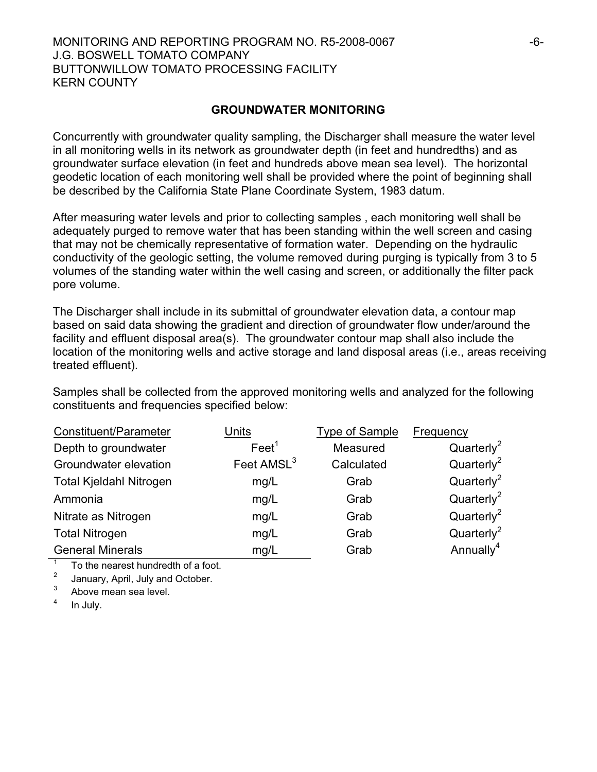## GROUNDWATER MONITORING

Concurrently with groundwater quality sampling, the Discharger shall measure the water level in all monitoring wells in its network as groundwater depth (in feet and hundredths) and as groundwater surface elevation (in feet and hundreds above mean sea level). The horizontal geodetic location of each monitoring well shall be provided where the point of beginning shall be described by the California State Plane Coordinate System, 1983 datum.

After measuring water levels and prior to collecting samples , each monitoring well shall be adequately purged to remove water that has been standing within the well screen and casing that may not be chemically representative of formation water. Depending on the hydraulic conductivity of the geologic setting, the volume removed during purging is typically from 3 to 5 volumes of the standing water within the well casing and screen, or additionally the filter pack pore volume.

The Discharger shall include in its submittal of groundwater elevation data, a contour map based on said data showing the gradient and direction of groundwater flow under/around the facility and effluent disposal area(s). The groundwater contour map shall also include the location of the monitoring wells and active storage and land disposal areas (i.e., areas receiving treated effluent).

Samples shall be collected from the approved monitoring wells and analyzed for the following constituents and frequencies specified below:

| Constituent/Parameter | Units | Type of Sample | Frequency |
|---|---|---|---|
| Depth to groundwater | Feet[1] | Measured | Quarterly[2] |
| Groundwater elevation | Feet AMSL[3] | Calculated | Quarterly[2] |
| Total Kjeldahl Nitrogen | mg/L | Grab | Quarterly[2] |
| Ammonia | mg/L | Grab | Quarterly[2] |
| Nitrate as Nitrogen | mg/L | Grab | Quarterly[2] |
| Total Nitrogen | mg/L | Grab | Quarterly[2] |
| General Minerals | mg/L | Grab | Annually[4] |

[1] To the nearest hundredth of a foot.

[2] January, April, July and October.

[3] Above mean sea level.

[4] In July.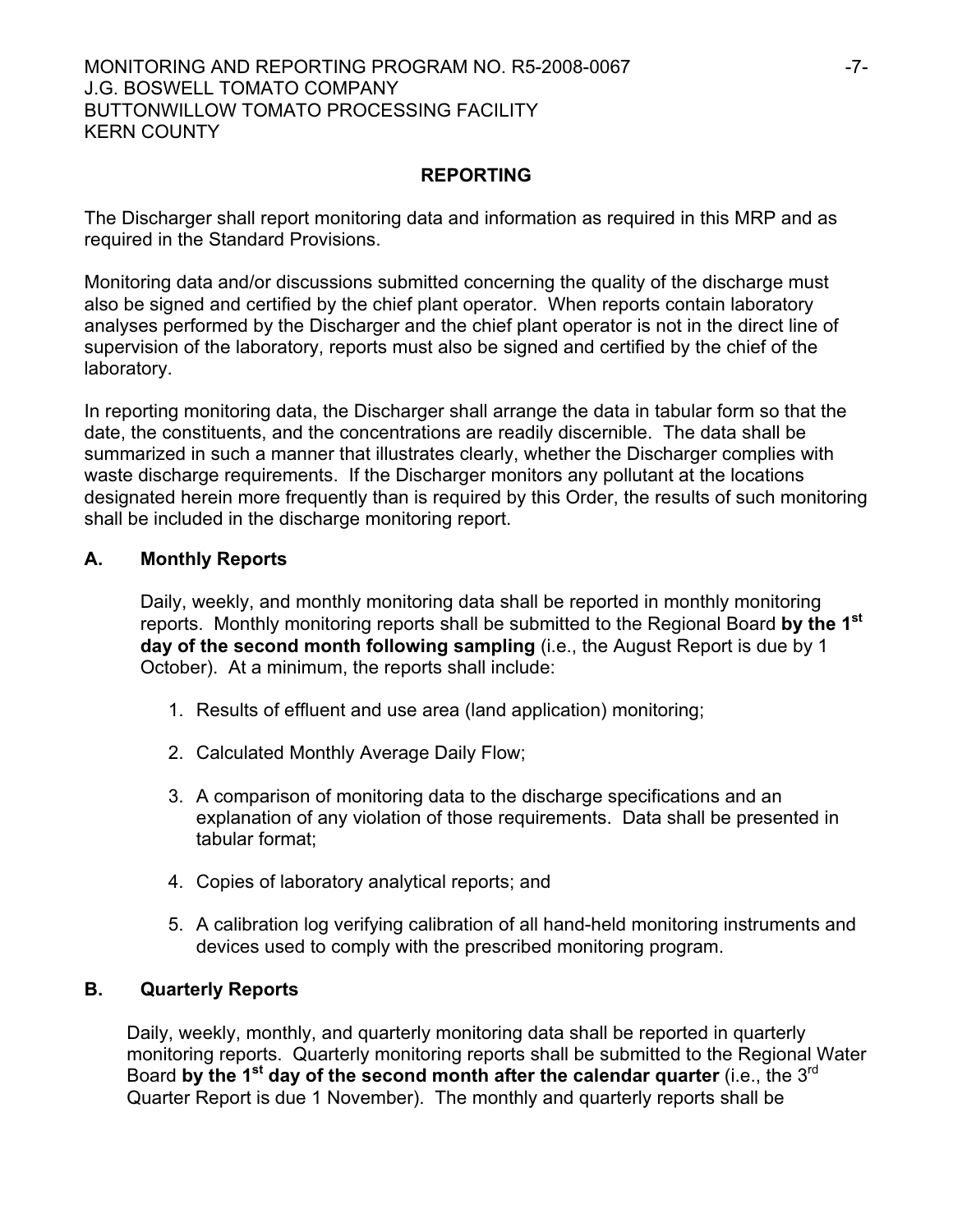## REPORTING

The Discharger shall report monitoring data and information as required in this MRP and as required in the Standard Provisions.

Monitoring data and/or discussions submitted concerning the quality of the discharge must also be signed and certified by the chief plant operator. When reports contain laboratory analyses performed by the Discharger and the chief plant operator is not in the direct line of supervision of the laboratory, reports must also be signed and certified by the chief of the laboratory.

In reporting monitoring data, the Discharger shall arrange the data in tabular form so that the date, the constituents, and the concentrations are readily discernible. The data shall be summarized in such a manner that illustrates clearly, whether the Discharger complies with waste discharge requirements. If the Discharger monitors any pollutant at the locations designated herein more frequently than is required by this Order, the results of such monitoring shall be included in the discharge monitoring report.

### A. Monthly Reports

Daily, weekly, and monthly monitoring data shall be reported in monthly monitoring reports. Monthly monitoring reports shall be submitted to the Regional Board **by the 1st day of the second month following sampling** (i.e., the August Report is due by 1 October). At a minimum, the reports shall include:

1. Results of effluent and use area (land application) monitoring;
2. Calculated Monthly Average Daily Flow;
3. A comparison of monitoring data to the discharge specifications and an explanation of any violation of those requirements. Data shall be presented in tabular format;
4. Copies of laboratory analytical reports; and
5. A calibration log verifying calibration of all hand-held monitoring instruments and devices used to comply with the prescribed monitoring program.

### B. Quarterly Reports

Daily, weekly, monthly, and quarterly monitoring data shall be reported in quarterly monitoring reports. Quarterly monitoring reports shall be submitted to the Regional Water Board **by the 1st day of the second month after the calendar quarter** (i.e., the 3rd Quarter Report is due 1 November). The monthly and quarterly reports shall be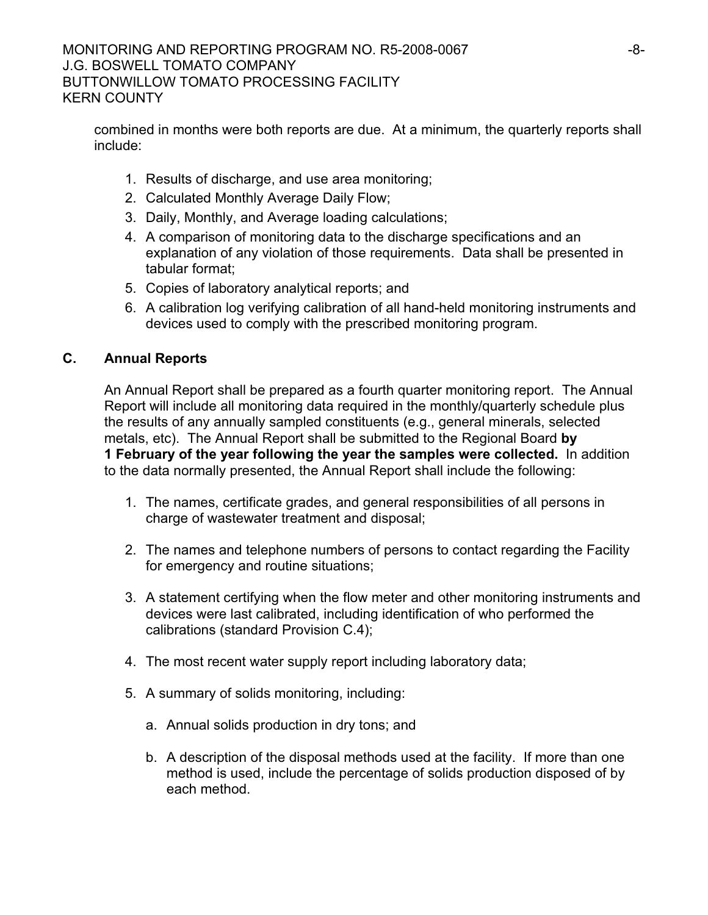combined in months were both reports are due. At a minimum, the quarterly reports shall include:

1. Results of discharge, and use area monitoring;
2. Calculated Monthly Average Daily Flow;
3. Daily, Monthly, and Average loading calculations;
4. A comparison of monitoring data to the discharge specifications and an explanation of any violation of those requirements. Data shall be presented in tabular format;
5. Copies of laboratory analytical reports; and
6. A calibration log verifying calibration of all hand-held monitoring instruments and devices used to comply with the prescribed monitoring program.

## C. Annual Reports

An Annual Report shall be prepared as a fourth quarter monitoring report. The Annual Report will include all monitoring data required in the monthly/quarterly schedule plus the results of any annually sampled constituents (e.g., general minerals, selected metals, etc). The Annual Report shall be submitted to the Regional Board **by 1 February of the year following the year the samples were collected.** In addition to the data normally presented, the Annual Report shall include the following:

1. The names, certificate grades, and general responsibilities of all persons in charge of wastewater treatment and disposal;

2. The names and telephone numbers of persons to contact regarding the Facility for emergency and routine situations;

3. A statement certifying when the flow meter and other monitoring instruments and devices were last calibrated, including identification of who performed the calibrations (standard Provision C.4);

4. The most recent water supply report including laboratory data;

5. A summary of solids monitoring, including:

   a. Annual solids production in dry tons; and

   b. A description of the disposal methods used at the facility. If more than one method is used, include the percentage of solids production disposed of by each method.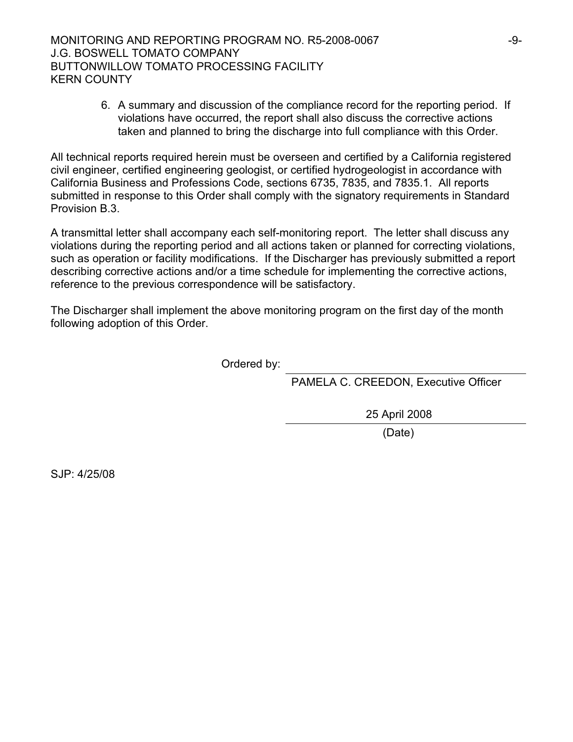6. A summary and discussion of the compliance record for the reporting period. If violations have occurred, the report shall also discuss the corrective actions taken and planned to bring the discharge into full compliance with this Order.

All technical reports required herein must be overseen and certified by a California registered civil engineer, certified engineering geologist, or certified hydrogeologist in accordance with California Business and Professions Code, sections 6735, 7835, and 7835.1. All reports submitted in response to this Order shall comply with the signatory requirements in Standard Provision B.3.

A transmittal letter shall accompany each self-monitoring report. The letter shall discuss any violations during the reporting period and all actions taken or planned for correcting violations, such as operation or facility modifications. If the Discharger has previously submitted a report describing corrective actions and/or a time schedule for implementing the corrective actions, reference to the previous correspondence will be satisfactory.

The Discharger shall implement the above monitoring program on the first day of the month following adoption of this Order.

Ordered by: \_\_\_\_\_\_\_\_\_\_\_\_\_\_\_\_\_\_\_\_\_\_\_\_\_\_\_\_\_\_\_\_\_\_\_\_

PAMELA C. CREEDON, Executive Officer

25 April 2008

(Date)

SJP: 4/25/08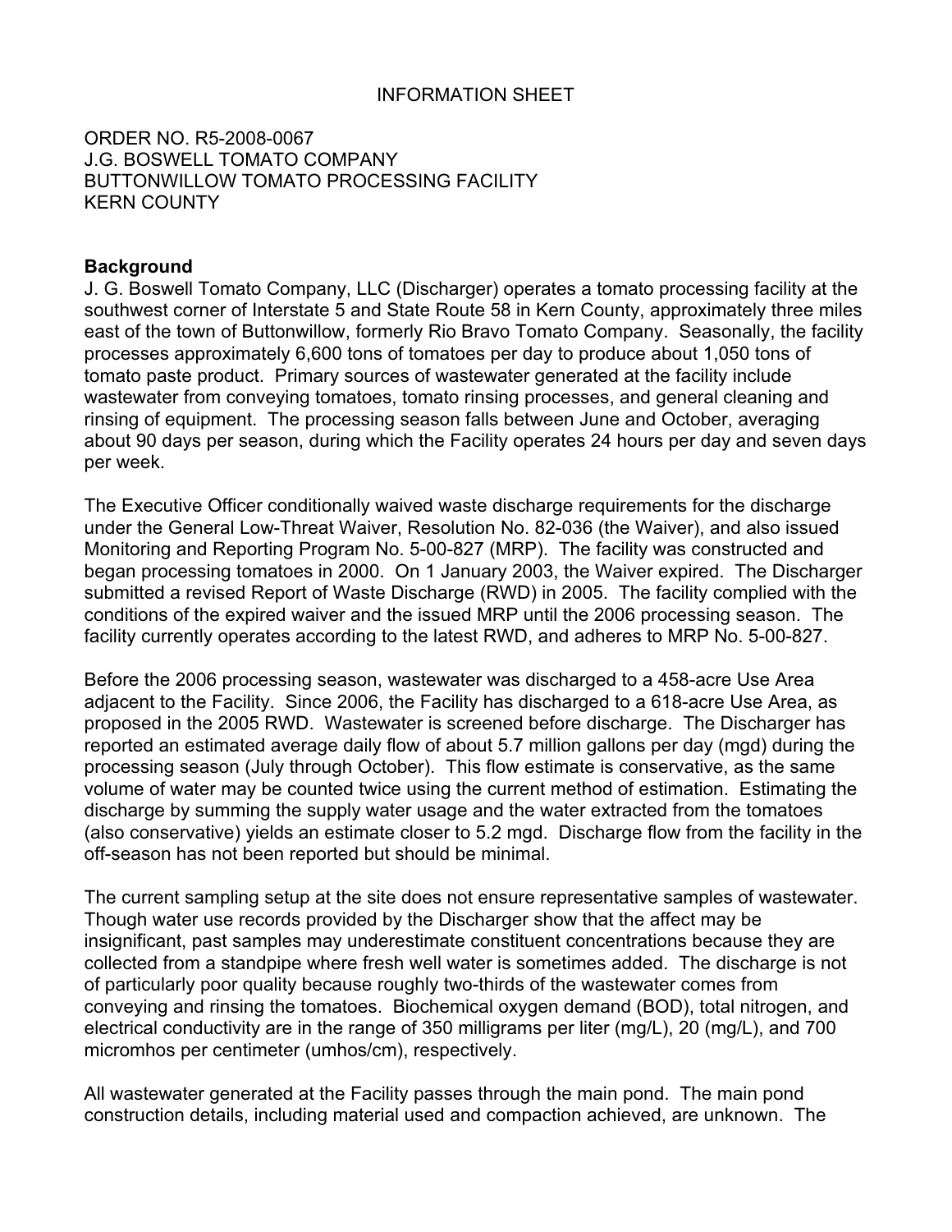INFORMATION SHEET

ORDER NO. R5-2008-0067
J.G. BOSWELL TOMATO COMPANY
BUTTONWILLOW TOMATO PROCESSING FACILITY
KERN COUNTY

**Background**

J. G. Boswell Tomato Company, LLC (Discharger) operates a tomato processing facility at the southwest corner of Interstate 5 and State Route 58 in Kern County, approximately three miles east of the town of Buttonwillow, formerly Rio Bravo Tomato Company. Seasonally, the facility processes approximately 6,600 tons of tomatoes per day to produce about 1,050 tons of tomato paste product. Primary sources of wastewater generated at the facility include wastewater from conveying tomatoes, tomato rinsing processes, and general cleaning and rinsing of equipment. The processing season falls between June and October, averaging about 90 days per season, during which the Facility operates 24 hours per day and seven days per week.

The Executive Officer conditionally waived waste discharge requirements for the discharge under the General Low-Threat Waiver, Resolution No. 82-036 (the Waiver), and also issued Monitoring and Reporting Program No. 5-00-827 (MRP). The facility was constructed and began processing tomatoes in 2000. On 1 January 2003, the Waiver expired. The Discharger submitted a revised Report of Waste Discharge (RWD) in 2005. The facility complied with the conditions of the expired waiver and the issued MRP until the 2006 processing season. The facility currently operates according to the latest RWD, and adheres to MRP No. 5-00-827.

Before the 2006 processing season, wastewater was discharged to a 458-acre Use Area adjacent to the Facility. Since 2006, the Facility has discharged to a 618-acre Use Area, as proposed in the 2005 RWD. Wastewater is screened before discharge. The Discharger has reported an estimated average daily flow of about 5.7 million gallons per day (mgd) during the processing season (July through October). This flow estimate is conservative, as the same volume of water may be counted twice using the current method of estimation. Estimating the discharge by summing the supply water usage and the water extracted from the tomatoes (also conservative) yields an estimate closer to 5.2 mgd. Discharge flow from the facility in the off-season has not been reported but should be minimal.

The current sampling setup at the site does not ensure representative samples of wastewater. Though water use records provided by the Discharger show that the affect may be insignificant, past samples may underestimate constituent concentrations because they are collected from a standpipe where fresh well water is sometimes added. The discharge is not of particularly poor quality because roughly two-thirds of the wastewater comes from conveying and rinsing the tomatoes. Biochemical oxygen demand (BOD), total nitrogen, and electrical conductivity are in the range of 350 milligrams per liter (mg/L), 20 (mg/L), and 700 micromhos per centimeter (umhos/cm), respectively.

All wastewater generated at the Facility passes through the main pond. The main pond construction details, including material used and compaction achieved, are unknown. The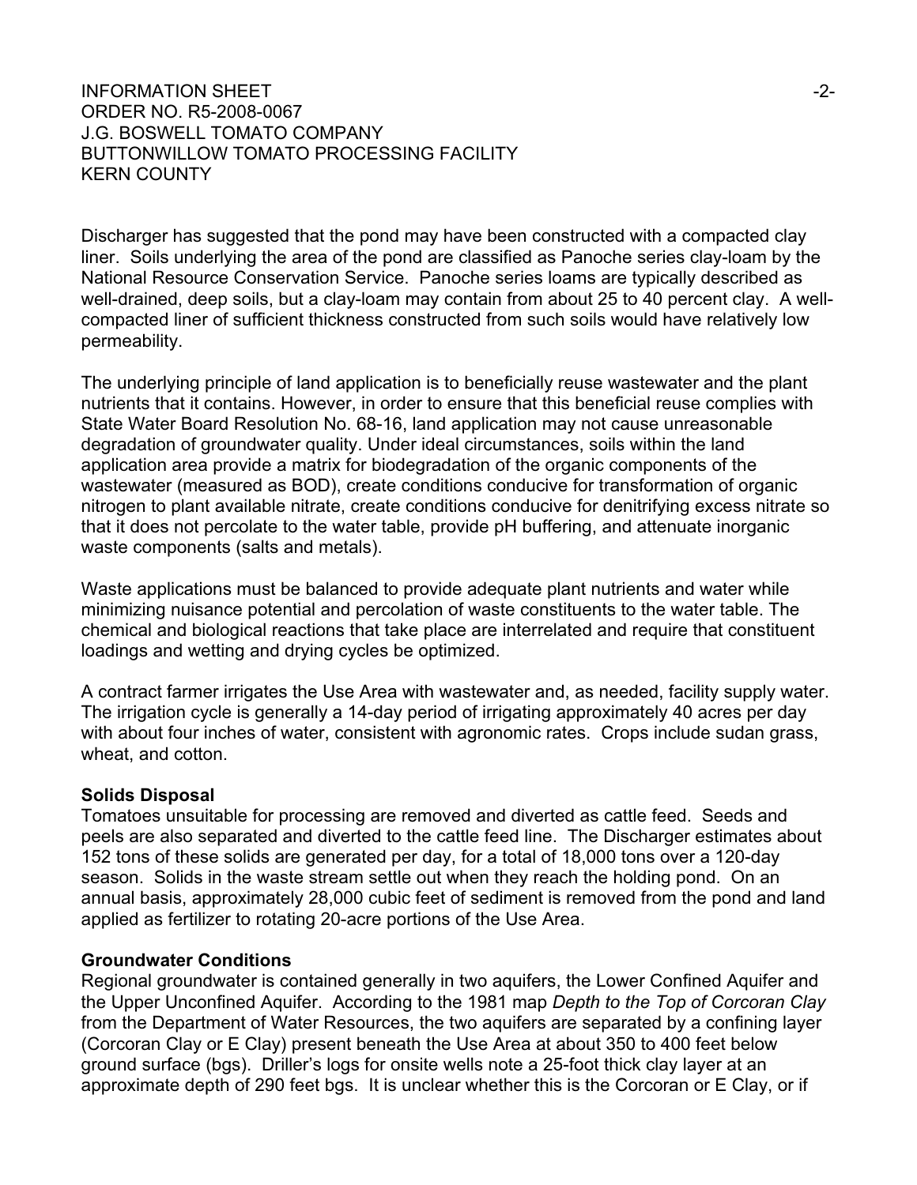Discharger has suggested that the pond may have been constructed with a compacted clay liner. Soils underlying the area of the pond are classified as Panoche series clay-loam by the National Resource Conservation Service. Panoche series loams are typically described as well-drained, deep soils, but a clay-loam may contain from about 25 to 40 percent clay. A well-compacted liner of sufficient thickness constructed from such soils would have relatively low permeability.

The underlying principle of land application is to beneficially reuse wastewater and the plant nutrients that it contains. However, in order to ensure that this beneficial reuse complies with State Water Board Resolution No. 68-16, land application may not cause unreasonable degradation of groundwater quality. Under ideal circumstances, soils within the land application area provide a matrix for biodegradation of the organic components of the wastewater (measured as BOD), create conditions conducive for transformation of organic nitrogen to plant available nitrate, create conditions conducive for denitrifying excess nitrate so that it does not percolate to the water table, provide pH buffering, and attenuate inorganic waste components (salts and metals).

Waste applications must be balanced to provide adequate plant nutrients and water while minimizing nuisance potential and percolation of waste constituents to the water table. The chemical and biological reactions that take place are interrelated and require that constituent loadings and wetting and drying cycles be optimized.

A contract farmer irrigates the Use Area with wastewater and, as needed, facility supply water. The irrigation cycle is generally a 14-day period of irrigating approximately 40 acres per day with about four inches of water, consistent with agronomic rates. Crops include sudan grass, wheat, and cotton.

**Solids Disposal**

Tomatoes unsuitable for processing are removed and diverted as cattle feed. Seeds and peels are also separated and diverted to the cattle feed line. The Discharger estimates about 152 tons of these solids are generated per day, for a total of 18,000 tons over a 120-day season. Solids in the waste stream settle out when they reach the holding pond. On an annual basis, approximately 28,000 cubic feet of sediment is removed from the pond and land applied as fertilizer to rotating 20-acre portions of the Use Area.

**Groundwater Conditions**

Regional groundwater is contained generally in two aquifers, the Lower Confined Aquifer and the Upper Unconfined Aquifer. According to the 1981 map *Depth to the Top of Corcoran Clay* from the Department of Water Resources, the two aquifers are separated by a confining layer (Corcoran Clay or E Clay) present beneath the Use Area at about 350 to 400 feet below ground surface (bgs). Driller's logs for onsite wells note a 25-foot thick clay layer at an approximate depth of 290 feet bgs. It is unclear whether this is the Corcoran or E Clay, or if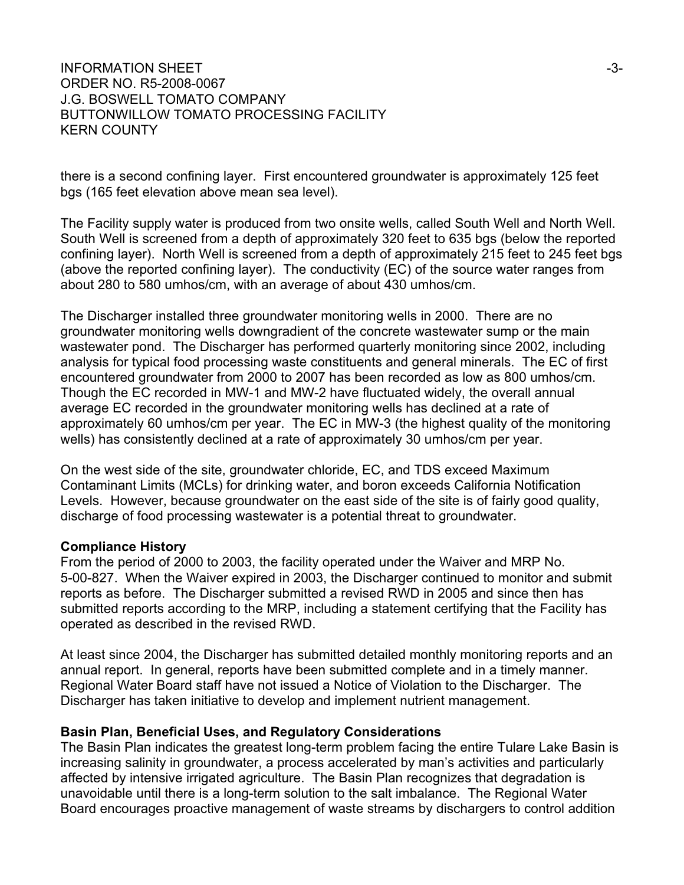there is a second confining layer. First encountered groundwater is approximately 125 feet bgs (165 feet elevation above mean sea level).

The Facility supply water is produced from two onsite wells, called South Well and North Well. South Well is screened from a depth of approximately 320 feet to 635 bgs (below the reported confining layer). North Well is screened from a depth of approximately 215 feet to 245 feet bgs (above the reported confining layer). The conductivity (EC) of the source water ranges from about 280 to 580 umhos/cm, with an average of about 430 umhos/cm.

The Discharger installed three groundwater monitoring wells in 2000. There are no groundwater monitoring wells downgradient of the concrete wastewater sump or the main wastewater pond. The Discharger has performed quarterly monitoring since 2002, including analysis for typical food processing waste constituents and general minerals. The EC of first encountered groundwater from 2000 to 2007 has been recorded as low as 800 umhos/cm. Though the EC recorded in MW-1 and MW-2 have fluctuated widely, the overall annual average EC recorded in the groundwater monitoring wells has declined at a rate of approximately 60 umhos/cm per year. The EC in MW-3 (the highest quality of the monitoring wells) has consistently declined at a rate of approximately 30 umhos/cm per year.

On the west side of the site, groundwater chloride, EC, and TDS exceed Maximum Contaminant Limits (MCLs) for drinking water, and boron exceeds California Notification Levels. However, because groundwater on the east side of the site is of fairly good quality, discharge of food processing wastewater is a potential threat to groundwater.

**Compliance History**

From the period of 2000 to 2003, the facility operated under the Waiver and MRP No. 5-00-827. When the Waiver expired in 2003, the Discharger continued to monitor and submit reports as before. The Discharger submitted a revised RWD in 2005 and since then has submitted reports according to the MRP, including a statement certifying that the Facility has operated as described in the revised RWD.

At least since 2004, the Discharger has submitted detailed monthly monitoring reports and an annual report. In general, reports have been submitted complete and in a timely manner. Regional Water Board staff have not issued a Notice of Violation to the Discharger. The Discharger has taken initiative to develop and implement nutrient management.

**Basin Plan, Beneficial Uses, and Regulatory Considerations**

The Basin Plan indicates the greatest long-term problem facing the entire Tulare Lake Basin is increasing salinity in groundwater, a process accelerated by man's activities and particularly affected by intensive irrigated agriculture. The Basin Plan recognizes that degradation is unavoidable until there is a long-term solution to the salt imbalance. The Regional Water Board encourages proactive management of waste streams by dischargers to control addition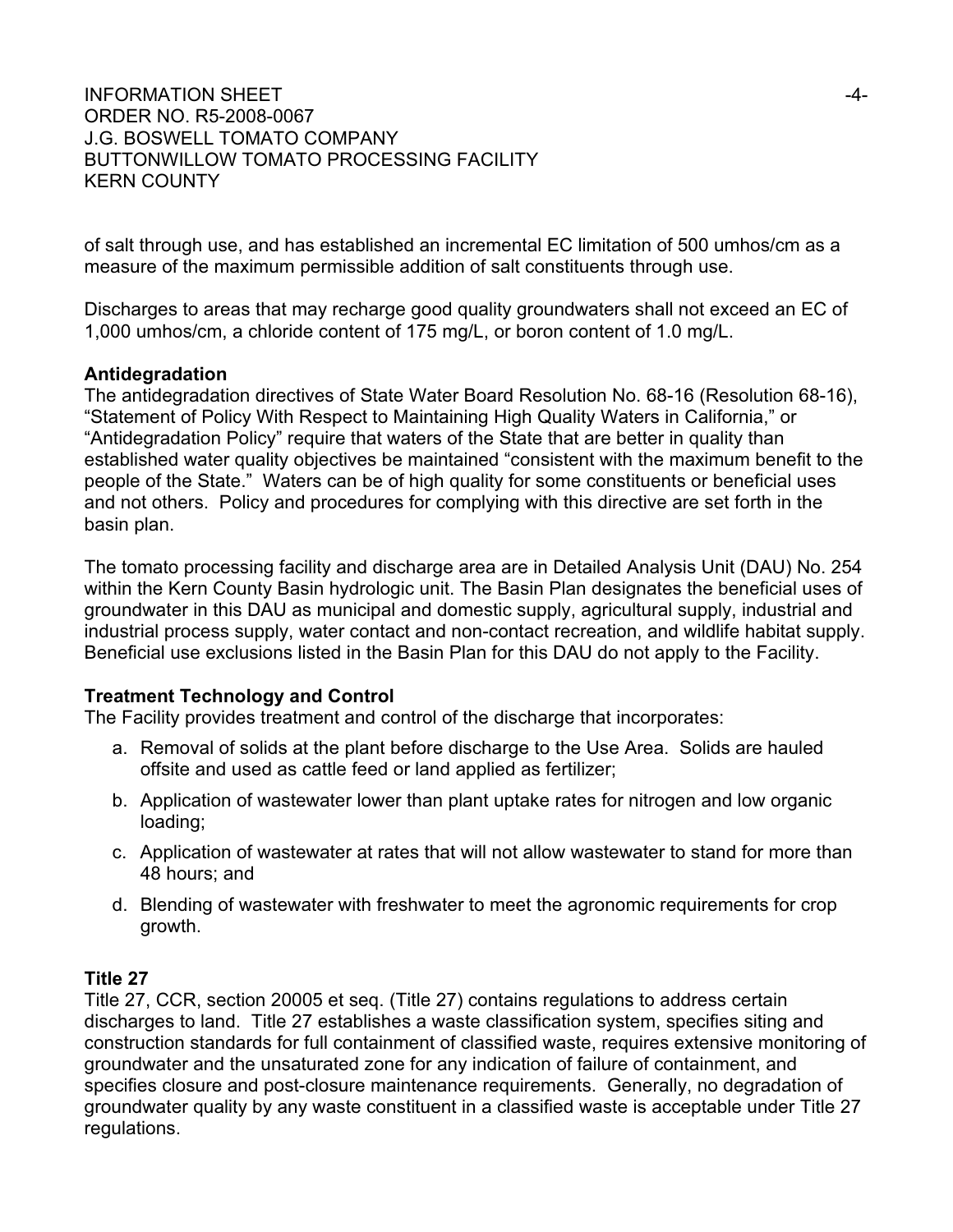of salt through use, and has established an incremental EC limitation of 500 umhos/cm as a measure of the maximum permissible addition of salt constituents through use.

Discharges to areas that may recharge good quality groundwaters shall not exceed an EC of 1,000 umhos/cm, a chloride content of 175 mg/L, or boron content of 1.0 mg/L.

**Antidegradation**

The antidegradation directives of State Water Board Resolution No. 68-16 (Resolution 68-16), "Statement of Policy With Respect to Maintaining High Quality Waters in California," or "Antidegradation Policy" require that waters of the State that are better in quality than established water quality objectives be maintained "consistent with the maximum benefit to the people of the State." Waters can be of high quality for some constituents or beneficial uses and not others. Policy and procedures for complying with this directive are set forth in the basin plan.

The tomato processing facility and discharge area are in Detailed Analysis Unit (DAU) No. 254 within the Kern County Basin hydrologic unit. The Basin Plan designates the beneficial uses of groundwater in this DAU as municipal and domestic supply, agricultural supply, industrial and industrial process supply, water contact and non-contact recreation, and wildlife habitat supply. Beneficial use exclusions listed in the Basin Plan for this DAU do not apply to the Facility.

**Treatment Technology and Control**

The Facility provides treatment and control of the discharge that incorporates:

a. Removal of solids at the plant before discharge to the Use Area. Solids are hauled offsite and used as cattle feed or land applied as fertilizer;

b. Application of wastewater lower than plant uptake rates for nitrogen and low organic loading;

c. Application of wastewater at rates that will not allow wastewater to stand for more than 48 hours; and

d. Blending of wastewater with freshwater to meet the agronomic requirements for crop growth.

**Title 27**

Title 27, CCR, section 20005 et seq. (Title 27) contains regulations to address certain discharges to land. Title 27 establishes a waste classification system, specifies siting and construction standards for full containment of classified waste, requires extensive monitoring of groundwater and the unsaturated zone for any indication of failure of containment, and specifies closure and post-closure maintenance requirements. Generally, no degradation of groundwater quality by any waste constituent in a classified waste is acceptable under Title 27 regulations.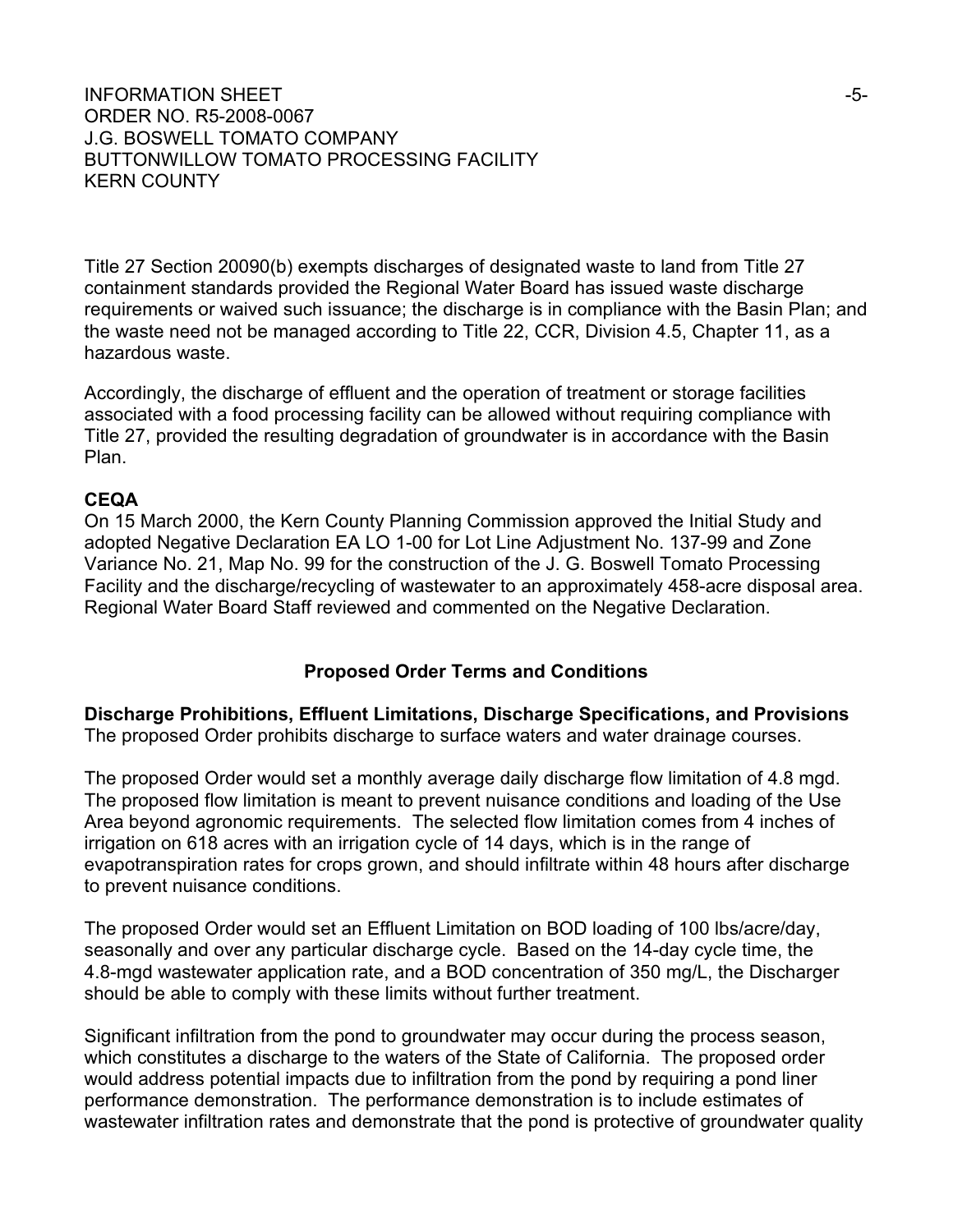Title 27 Section 20090(b) exempts discharges of designated waste to land from Title 27 containment standards provided the Regional Water Board has issued waste discharge requirements or waived such issuance; the discharge is in compliance with the Basin Plan; and the waste need not be managed according to Title 22, CCR, Division 4.5, Chapter 11, as a hazardous waste.

Accordingly, the discharge of effluent and the operation of treatment or storage facilities associated with a food processing facility can be allowed without requiring compliance with Title 27, provided the resulting degradation of groundwater is in accordance with the Basin Plan.

**CEQA**

On 15 March 2000, the Kern County Planning Commission approved the Initial Study and adopted Negative Declaration EA LO 1-00 for Lot Line Adjustment No. 137-99 and Zone Variance No. 21, Map No. 99 for the construction of the J. G. Boswell Tomato Processing Facility and the discharge/recycling of wastewater to an approximately 458-acre disposal area. Regional Water Board Staff reviewed and commented on the Negative Declaration.

## Proposed Order Terms and Conditions

**Discharge Prohibitions, Effluent Limitations, Discharge Specifications, and Provisions**

The proposed Order prohibits discharge to surface waters and water drainage courses.

The proposed Order would set a monthly average daily discharge flow limitation of 4.8 mgd. The proposed flow limitation is meant to prevent nuisance conditions and loading of the Use Area beyond agronomic requirements. The selected flow limitation comes from 4 inches of irrigation on 618 acres with an irrigation cycle of 14 days, which is in the range of evapotranspiration rates for crops grown, and should infiltrate within 48 hours after discharge to prevent nuisance conditions.

The proposed Order would set an Effluent Limitation on BOD loading of 100 lbs/acre/day, seasonally and over any particular discharge cycle. Based on the 14-day cycle time, the 4.8-mgd wastewater application rate, and a BOD concentration of 350 mg/L, the Discharger should be able to comply with these limits without further treatment.

Significant infiltration from the pond to groundwater may occur during the process season, which constitutes a discharge to the waters of the State of California. The proposed order would address potential impacts due to infiltration from the pond by requiring a pond liner performance demonstration. The performance demonstration is to include estimates of wastewater infiltration rates and demonstrate that the pond is protective of groundwater quality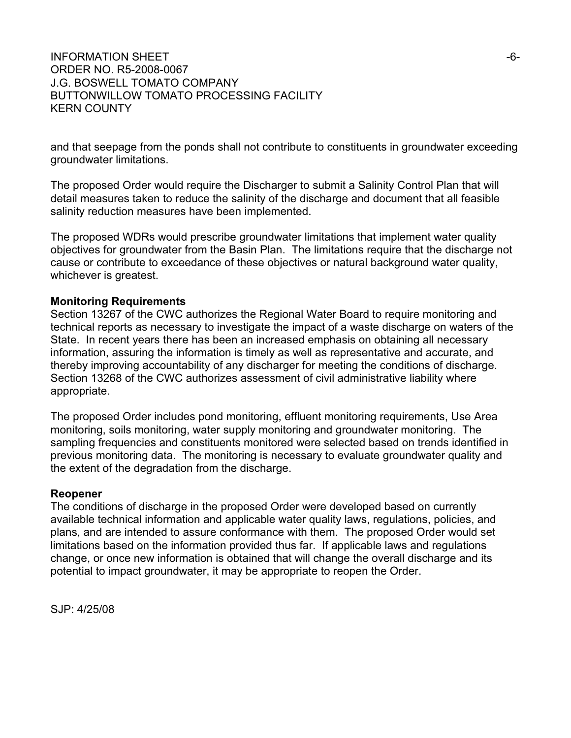and that seepage from the ponds shall not contribute to constituents in groundwater exceeding groundwater limitations.

The proposed Order would require the Discharger to submit a Salinity Control Plan that will detail measures taken to reduce the salinity of the discharge and document that all feasible salinity reduction measures have been implemented.

The proposed WDRs would prescribe groundwater limitations that implement water quality objectives for groundwater from the Basin Plan. The limitations require that the discharge not cause or contribute to exceedance of these objectives or natural background water quality, whichever is greatest.

**Monitoring Requirements**

Section 13267 of the CWC authorizes the Regional Water Board to require monitoring and technical reports as necessary to investigate the impact of a waste discharge on waters of the State. In recent years there has been an increased emphasis on obtaining all necessary information, assuring the information is timely as well as representative and accurate, and thereby improving accountability of any discharger for meeting the conditions of discharge. Section 13268 of the CWC authorizes assessment of civil administrative liability where appropriate.

The proposed Order includes pond monitoring, effluent monitoring requirements, Use Area monitoring, soils monitoring, water supply monitoring and groundwater monitoring. The sampling frequencies and constituents monitored were selected based on trends identified in previous monitoring data. The monitoring is necessary to evaluate groundwater quality and the extent of the degradation from the discharge.

**Reopener**

The conditions of discharge in the proposed Order were developed based on currently available technical information and applicable water quality laws, regulations, policies, and plans, and are intended to assure conformance with them. The proposed Order would set limitations based on the information provided thus far. If applicable laws and regulations change, or once new information is obtained that will change the overall discharge and its potential to impact groundwater, it may be appropriate to reopen the Order.

SJP: 4/25/08